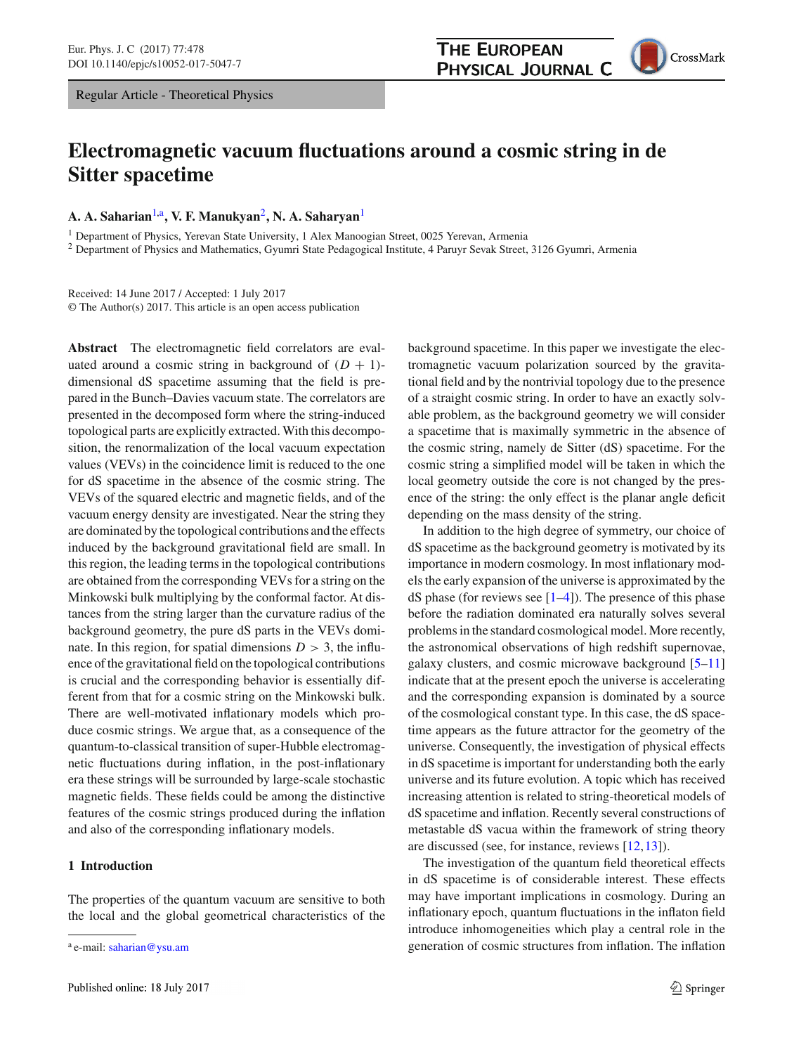Regular Article - Theoretical Physics

# Electromagnetic vacuum fluctuations around a cosmic string in de Sitter spacetime

**A. A. Saharian**[1,a], **V. F. Manukyan**[2], **N. A. Saharyan**[1]

[1] Department of Physics, Yerevan State University, 1 Alex Manoogian Street, 0025 Yerevan, Armenia
[2] Department of Physics and Mathematics, Gyumri State Pedagogical Institute, 4 Paruyr Sevak Street, 3126 Gyumri, Armenia

Received: 14 June 2017 / Accepted: 1 July 2017
© The Author(s) 2017. This article is an open access publication

**Abstract** The electromagnetic field correlators are evaluated around a cosmic string in background of $(D+1)$-dimensional dS spacetime assuming that the field is prepared in the Bunch–Davies vacuum state. The correlators are presented in the decomposed form where the string-induced topological parts are explicitly extracted. With this decomposition, the renormalization of the local vacuum expectation values (VEVs) in the coincidence limit is reduced to the one for dS spacetime in the absence of the cosmic string. The VEVs of the squared electric and magnetic fields, and of the vacuum energy density are investigated. Near the string they are dominated by the topological contributions and the effects induced by the background gravitational field are small. In this region, the leading terms in the topological contributions are obtained from the corresponding VEVs for a string on the Minkowski bulk multiplying by the conformal factor. At distances from the string larger than the curvature radius of the background geometry, the pure dS parts in the VEVs dominate. In this region, for spatial dimensions $D>3$, the influence of the gravitational field on the topological contributions is crucial and the corresponding behavior is essentially different from that for a cosmic string on the Minkowski bulk. There are well-motivated inflationary models which produce cosmic strings. We argue that, as a consequence of the quantum-to-classical transition of super-Hubble electromagnetic fluctuations during inflation, in the post-inflationary era these strings will be surrounded by large-scale stochastic magnetic fields. These fields could be among the distinctive features of the cosmic strings produced during the inflation and also of the corresponding inflationary models.

## 1 Introduction

The properties of the quantum vacuum are sensitive to both the local and the global geometrical characteristics of the background spacetime. In this paper we investigate the electromagnetic vacuum polarization sourced by the gravitational field and by the nontrivial topology due to the presence of a straight cosmic string. In order to have an exactly solvable problem, as the background geometry we will consider a spacetime that is maximally symmetric in the absence of the cosmic string, namely de Sitter (dS) spacetime. For the cosmic string a simplified model will be taken in which the local geometry outside the core is not changed by the presence of the string: the only effect is the planar angle deficit depending on the mass density of the string.

In addition to the high degree of symmetry, our choice of dS spacetime as the background geometry is motivated by its importance in modern cosmology. In most inflationary models the early expansion of the universe is approximated by the dS phase (for reviews see [1–4]). The presence of this phase before the radiation dominated era naturally solves several problems in the standard cosmological model. More recently, the astronomical observations of high redshift supernovae, galaxy clusters, and cosmic microwave background [5–11] indicate that at the present epoch the universe is accelerating and the corresponding expansion is dominated by a source of the cosmological constant type. In this case, the dS spacetime appears as the future attractor for the geometry of the universe. Consequently, the investigation of physical effects in dS spacetime is important for understanding both the early universe and its future evolution. A topic which has received increasing attention is related to string-theoretical models of dS spacetime and inflation. Recently several constructions of metastable dS vacua within the framework of string theory are discussed (see, for instance, reviews [12,13]).

The investigation of the quantum field theoretical effects in dS spacetime is of considerable interest. These effects may have important implications in cosmology. During an inflationary epoch, quantum fluctuations in the inflaton field introduce inhomogeneities which play a central role in the generation of cosmic structures from inflation. The inflation

[a] e-mail: saharian@ysu.am

Published online: 18 July 2017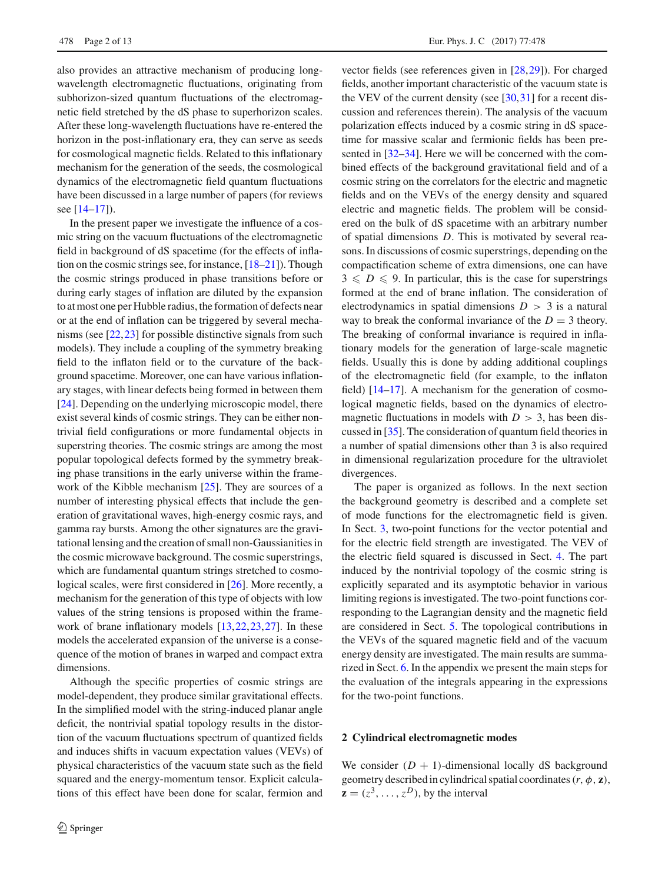also provides an attractive mechanism of producing long-wavelength electromagnetic fluctuations, originating from subhorizon-sized quantum fluctuations of the electromagnetic field stretched by the dS phase to superhorizon scales. After these long-wavelength fluctuations have re-entered the horizon in the post-inflationary era, they can serve as seeds for cosmological magnetic fields. Related to this inflationary mechanism for the generation of the seeds, the cosmological dynamics of the electromagnetic field quantum fluctuations have been discussed in a large number of papers (for reviews see [14–17]).

In the present paper we investigate the influence of a cosmic string on the vacuum fluctuations of the electromagnetic field in background of dS spacetime (for the effects of inflation on the cosmic strings see, for instance, [18–21]). Though the cosmic strings produced in phase transitions before or during early stages of inflation are diluted by the expansion to at most one per Hubble radius, the formation of defects near or at the end of inflation can be triggered by several mechanisms (see [22,23] for possible distinctive signals from such models). They include a coupling of the symmetry breaking field to the inflaton field or to the curvature of the background spacetime. Moreover, one can have various inflationary stages, with linear defects being formed in between them [24]. Depending on the underlying microscopic model, there exist several kinds of cosmic strings. They can be either nontrivial field configurations or more fundamental objects in superstring theories. The cosmic strings are among the most popular topological defects formed by the symmetry breaking phase transitions in the early universe within the framework of the Kibble mechanism [25]. They are sources of a number of interesting physical effects that include the generation of gravitational waves, high-energy cosmic rays, and gamma ray bursts. Among the other signatures are the gravitational lensing and the creation of small non-Gaussianities in the cosmic microwave background. The cosmic superstrings, which are fundamental quantum strings stretched to cosmological scales, were first considered in [26]. More recently, a mechanism for the generation of this type of objects with low values of the string tensions is proposed within the framework of brane inflationary models [13,22,23,27]. In these models the accelerated expansion of the universe is a consequence of the motion of branes in warped and compact extra dimensions.

Although the specific properties of cosmic strings are model-dependent, they produce similar gravitational effects. In the simplified model with the string-induced planar angle deficit, the nontrivial spatial topology results in the distortion of the vacuum fluctuations spectrum of quantized fields and induces shifts in vacuum expectation values (VEVs) of physical characteristics of the vacuum state such as the field squared and the energy-momentum tensor. Explicit calculations of this effect have been done for scalar, fermion and vector fields (see references given in [28,29]). For charged fields, another important characteristic of the vacuum state is the VEV of the current density (see [30,31] for a recent discussion and references therein). The analysis of the vacuum polarization effects induced by a cosmic string in dS spacetime for massive scalar and fermionic fields has been presented in [32–34]. Here we will be concerned with the combined effects of the background gravitational field and of a cosmic string on the correlators for the electric and magnetic fields and on the VEVs of the energy density and squared electric and magnetic fields. The problem will be considered on the bulk of dS spacetime with an arbitrary number of spatial dimensions $D$. This is motivated by several reasons. In discussions of cosmic superstrings, depending on the compactification scheme of extra dimensions, one can have $3 \leqslant D \leqslant 9$. In particular, this is the case for superstrings formed at the end of brane inflation. The consideration of electrodynamics in spatial dimensions $D > 3$ is a natural way to break the conformal invariance of the $D = 3$ theory. The breaking of conformal invariance is required in inflationary models for the generation of large-scale magnetic fields. Usually this is done by adding additional couplings of the electromagnetic field (for example, to the inflaton field) [14–17]. A mechanism for the generation of cosmological magnetic fields, based on the dynamics of electromagnetic fluctuations in models with $D > 3$, has been discussed in [35]. The consideration of quantum field theories in a number of spatial dimensions other than 3 is also required in dimensional regularization procedure for the ultraviolet divergences.

The paper is organized as follows. In the next section the background geometry is described and a complete set of mode functions for the electromagnetic field is given. In Sect. 3, two-point functions for the vector potential and for the electric field strength are investigated. The VEV of the electric field squared is discussed in Sect. 4. The part induced by the nontrivial topology of the cosmic string is explicitly separated and its asymptotic behavior in various limiting regions is investigated. The two-point functions corresponding to the Lagrangian density and the magnetic field are considered in Sect. 5. The topological contributions in the VEVs of the squared magnetic field and of the vacuum energy density are investigated. The main results are summarized in Sect. 6. In the appendix we present the main steps for the evaluation of the integrals appearing in the expressions for the two-point functions.

## 2 Cylindrical electromagnetic modes

We consider $(D + 1)$-dimensional locally dS background geometry described in cylindrical spatial coordinates $(r, \phi, \mathbf{z})$, $\mathbf{z} = (z^3, \ldots, z^D)$, by the interval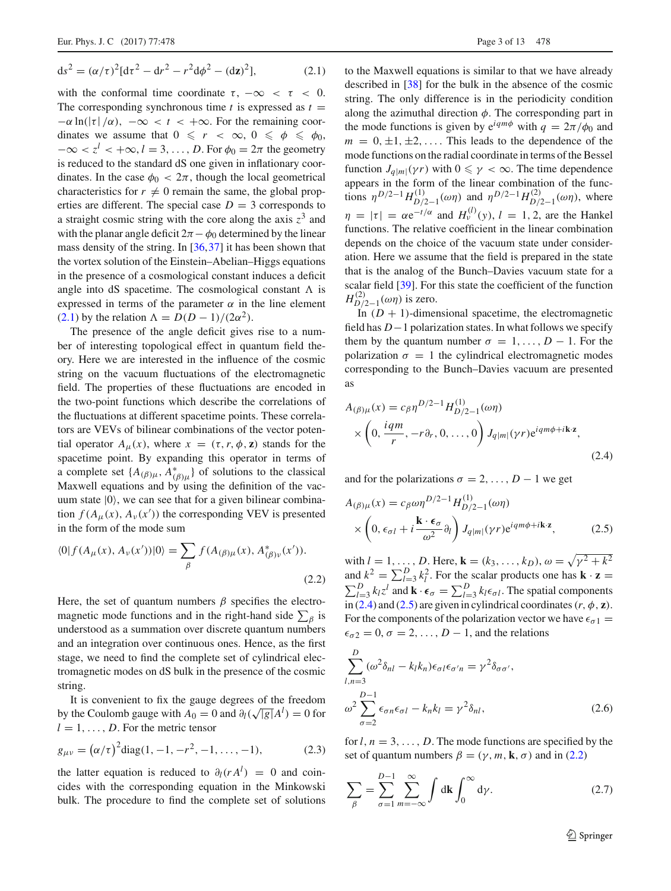$$
\mathrm{d}s^2 = (\alpha/\tau)^2[\mathrm{d}\tau^2 - \mathrm{d}r^2 - r^2\mathrm{d}\phi^2 - (\mathrm{d}\mathbf{z})^2], \tag{2.1}
$$

with the conformal time coordinate $\tau$, $-\infty < \tau < 0$. The corresponding synchronous time $t$ is expressed as $t = -\alpha \ln(|\tau|/\alpha)$, $-\infty < t < +\infty$. For the remaining coordinates we assume that $0 \leqslant r < \infty$, $0 \leqslant \phi \leqslant \phi_0$, $-\infty < z^l < +\infty$, $l = 3, \ldots, D$. For $\phi_0 = 2\pi$ the geometry is reduced to the standard dS one given in inflationary coordinates. In the case $\phi_0 < 2\pi$, though the local geometrical characteristics for $r \neq 0$ remain the same, the global properties are different. The special case $D = 3$ corresponds to a straight cosmic string with the core along the axis $z^3$ and with the planar angle deficit $2\pi - \phi_0$ determined by the linear mass density of the string. In [36,37] it has been shown that the vortex solution of the Einstein–Abelian–Higgs equations in the presence of a cosmological constant induces a deficit angle into dS spacetime. The cosmological constant $\Lambda$ is expressed in terms of the parameter $\alpha$ in the line element (2.1) by the relation $\Lambda = D(D-1)/(2\alpha^2)$.

The presence of the angle deficit gives rise to a number of interesting topological effect in quantum field theory. Here we are interested in the influence of the cosmic string on the vacuum fluctuations of the electromagnetic field. The properties of these fluctuations are encoded in the two-point functions which describe the correlations of the fluctuations at different spacetime points. These correlators are VEVs of bilinear combinations of the vector potential operator $A_\mu(x)$, where $x = (\tau, r, \phi, \mathbf{z})$ stands for the spacetime point. By expanding this operator in terms of a complete set $\{A_{(\beta)\mu}, A^*_{(\beta)\mu}\}$ of solutions to the classical Maxwell equations and by using the definition of the vacuum state $|0\rangle$, we can see that for a given bilinear combination $f(A_\mu(x), A_\nu(x'))$ the corresponding VEV is presented in the form of the mode sum

$$
\langle 0|f(A_\mu(x), A_\nu(x'))|0\rangle = \sum_\beta f(A_{(\beta)\mu}(x), A^*_{(\beta)\nu}(x')). \tag{2.2}
$$

Here, the set of quantum numbers $\beta$ specifies the electromagnetic mode functions and in the right-hand side $\sum_\beta$ is understood as a summation over discrete quantum numbers and an integration over continuous ones. Hence, as the first stage, we need to find the complete set of cylindrical electromagnetic modes on dS bulk in the presence of the cosmic string.

It is convenient to fix the gauge degrees of the freedom by the Coulomb gauge with $A_0 = 0$ and $\partial_l(\sqrt{|g|}A^l) = 0$ for $l = 1, \ldots, D$. For the metric tensor

$$
g_{\mu\nu} = (\alpha/\tau)^2 \mathrm{diag}(1, -1, -r^2, -1, \ldots, -1), \tag{2.3}
$$

the latter equation is reduced to $\partial_l(rA^l) = 0$ and coincides with the corresponding equation in the Minkowski bulk. The procedure to find the complete set of solutions to the Maxwell equations is similar to that we have already described in [38] for the bulk in the absence of the cosmic string. The only difference is in the periodicity condition along the azimuthal direction $\phi$. The corresponding part in the mode functions is given by $e^{iqm\phi}$ with $q = 2\pi/\phi_0$ and $m = 0, \pm 1, \pm 2, \ldots$. This leads to the dependence of the mode functions on the radial coordinate in terms of the Bessel function $J_{q|m|}(\gamma r)$ with $0 \leqslant \gamma < \infty$. The time dependence appears in the form of the linear combination of the functions $\eta^{D/2-1}H^{(1)}_{D/2-1}(\omega\eta)$ and $\eta^{D/2-1}H^{(2)}_{D/2-1}(\omega\eta)$, where $\eta = |\tau| = \alpha e^{-t/\alpha}$ and $H^{(l)}_\nu(y)$, $l = 1, 2$, are the Hankel functions. The relative coefficient in the linear combination depends on the choice of the vacuum state under consideration. Here we assume that the field is prepared in the state that is the analog of the Bunch–Davies vacuum state for a scalar field [39]. For this state the coefficient of the function $H^{(2)}_{D/2-1}(\omega\eta)$ is zero.

In $(D+1)$-dimensional spacetime, the electromagnetic field has $D-1$ polarization states. In what follows we specify them by the quantum number $\sigma = 1, \ldots, D-1$. For the polarization $\sigma = 1$ the cylindrical electromagnetic modes corresponding to the Bunch–Davies vacuum are presented as

$$
\begin{aligned}
A_{(\beta)\mu}(x) &= c_\beta \eta^{D/2-1} H^{(1)}_{D/2-1}(\omega\eta) \\
&\quad \times \left(0, \frac{iqm}{r}, -r\partial_r, 0, \ldots, 0\right) J_{q|m|}(\gamma r) e^{iqm\phi + i\mathbf{k}\cdot\mathbf{z}},
\end{aligned} \tag{2.4}
$$

and for the polarizations $\sigma = 2, \ldots, D-1$ we get

$$
\begin{aligned}
A_{(\beta)\mu}(x) &= c_\beta \omega \eta^{D/2-1} H^{(1)}_{D/2-1}(\omega\eta) \\
&\quad \times \left(0, \epsilon_{\sigma l} + i\frac{\mathbf{k}\cdot\boldsymbol{\epsilon}_\sigma}{\omega^2}\partial_l\right) J_{q|m|}(\gamma r) e^{iqm\phi + i\mathbf{k}\cdot\mathbf{z}},
\end{aligned} \tag{2.5}
$$

with $l = 1, \ldots, D$. Here, $\mathbf{k} = (k_3, \ldots, k_D)$, $\omega = \sqrt{\gamma^2 + k^2}$ and $k^2 = \sum_{l=3}^{D} k_l^2$. For the scalar products one has $\mathbf{k}\cdot\mathbf{z} = \sum_{l=3}^{D} k_l z^l$ and $\mathbf{k}\cdot\boldsymbol{\epsilon}_\sigma = \sum_{l=3}^{D} k_l \epsilon_{\sigma l}$. The spatial components in (2.4) and (2.5) are given in cylindrical coordinates $(r, \phi, \mathbf{z})$. For the components of the polarization vector we have $\epsilon_{\sigma 1} = \epsilon_{\sigma 2} = 0$, $\sigma = 2, \ldots, D-1$, and the relations

$$
\begin{aligned}
&\sum_{l,n=3}^{D} (\omega^2 \delta_{nl} - k_l k_n)\epsilon_{\sigma l}\epsilon_{\sigma' n} = \gamma^2 \delta_{\sigma\sigma'}, \\
&\omega^2 \sum_{\sigma=2}^{D-1} \epsilon_{\sigma n}\epsilon_{\sigma l} - k_n k_l = \gamma^2 \delta_{nl},
\end{aligned} \tag{2.6}
$$

for $l, n = 3, \ldots, D$. The mode functions are specified by the set of quantum numbers $\beta = (\gamma, m, \mathbf{k}, \sigma)$ and in (2.2)

$$
\sum_\beta = \sum_{\sigma=1}^{D-1} \sum_{m=-\infty}^{\infty} \int \mathrm{d}\mathbf{k} \int_0^\infty \mathrm{d}\gamma. \tag{2.7}
$$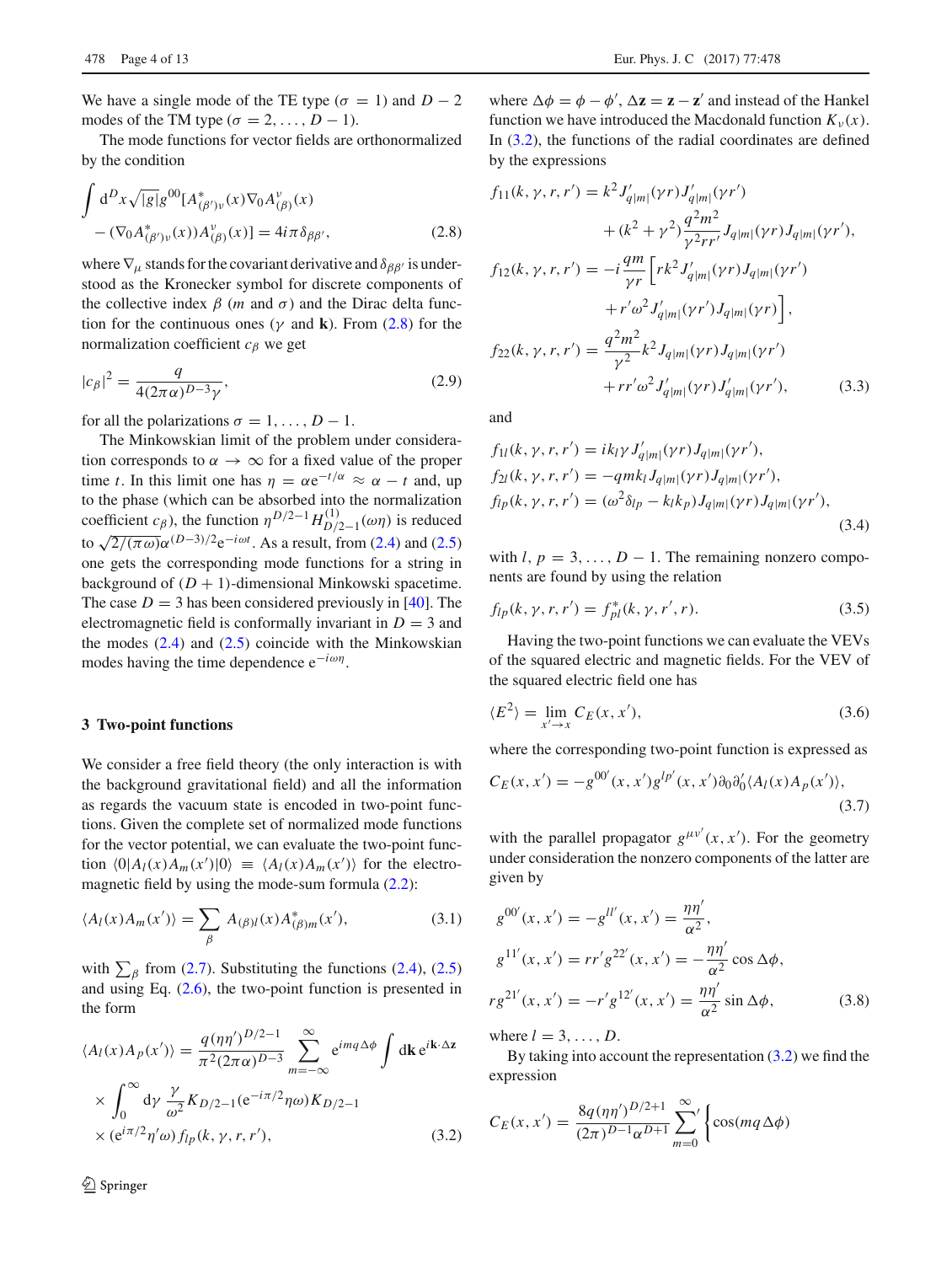We have a single mode of the TE type ($\sigma = 1$) and $D - 2$ modes of the TM type ($\sigma = 2, \ldots, D - 1$).

The mode functions for vector fields are orthonormalized by the condition

$$\int \mathrm{d}^D x \sqrt{|g|} g^{00} [A^*_{(\beta')\nu}(x) \nabla_0 A^{\nu}_{(\beta)}(x) - (\nabla_0 A^*_{(\beta')\nu}(x)) A^{\nu}_{(\beta)}(x)] = 4i\pi \delta_{\beta\beta'}, \tag{2.8}$$

where $\nabla_\mu$ stands for the covariant derivative and $\delta_{\beta\beta'}$ is understood as the Kronecker symbol for discrete components of the collective index $\beta$ ($m$ and $\sigma$) and the Dirac delta function for the continuous ones ($\gamma$ and $\mathbf{k}$). From (2.8) for the normalization coefficient $c_\beta$ we get

$$|c_\beta|^2 = \frac{q}{4(2\pi\alpha)^{D-3}\gamma}, \tag{2.9}$$

for all the polarizations $\sigma = 1, \ldots, D - 1$.

The Minkowskian limit of the problem under consideration corresponds to $\alpha \to \infty$ for a fixed value of the proper time $t$. In this limit one has $\eta = \alpha e^{-t/\alpha} \approx \alpha - t$ and, up to the phase (which can be absorbed into the normalization coefficient $c_\beta$), the function $\eta^{D/2-1} H^{(1)}_{D/2-1}(\omega\eta)$ is reduced to $\sqrt{2/(\pi\omega)} \alpha^{(D-3)/2} e^{-i\omega t}$. As a result, from (2.4) and (2.5) one gets the corresponding mode functions for a string in background of $(D + 1)$-dimensional Minkowski spacetime. The case $D = 3$ has been considered previously in [40]. The electromagnetic field is conformally invariant in $D = 3$ and the modes (2.4) and (2.5) coincide with the Minkowskian modes having the time dependence $e^{-i\omega\eta}$.

## 3 Two-point functions

We consider a free field theory (the only interaction is with the background gravitational field) and all the information as regards the vacuum state is encoded in two-point functions. Given the complete set of normalized mode functions for the vector potential, we can evaluate the two-point function $\langle 0|A_l(x) A_m(x')|0\rangle \equiv \langle A_l(x) A_m(x')\rangle$ for the electromagnetic field by using the mode-sum formula (2.2):

$$\langle A_l(x) A_m(x')\rangle = \sum_\beta A_{(\beta)l}(x) A^*_{(\beta)m}(x'), \tag{3.1}$$

with $\sum_\beta$ from (2.7). Substituting the functions (2.4), (2.5) and using Eq. (2.6), the two-point function is presented in the form

$$\langle A_l(x) A_p(x')\rangle = \frac{q(\eta\eta')^{D/2-1}}{\pi^2(2\pi\alpha)^{D-3}} \sum_{m=-\infty}^{\infty} e^{imq\Delta\phi} \int \mathrm{d}\mathbf{k}\, e^{i\mathbf{k}\cdot\Delta\mathbf{z}} \times \int_0^\infty \mathrm{d}\gamma\, \frac{\gamma}{\omega^2} K_{D/2-1}(e^{-i\pi/2}\eta\omega) K_{D/2-1} \times (e^{i\pi/2}\eta'\omega) f_{lp}(k, \gamma, r, r'), \tag{3.2}$$

where $\Delta\phi = \phi - \phi'$, $\Delta\mathbf{z} = \mathbf{z} - \mathbf{z}'$ and instead of the Hankel function we have introduced the Macdonald function $K_\nu(x)$. In (3.2), the functions of the radial coordinates are defined by the expressions

$$\begin{aligned}
f_{11}(k, \gamma, r, r') &= k^2 J'_{q|m|}(\gamma r) J'_{q|m|}(\gamma r') + (k^2 + \gamma^2) \frac{q^2 m^2}{\gamma^2 r r'} J_{q|m|}(\gamma r) J_{q|m|}(\gamma r'), \\
f_{12}(k, \gamma, r, r') &= -i \frac{qm}{\gamma r} \Big[ r k^2 J'_{q|m|}(\gamma r) J_{q|m|}(\gamma r') + r'\omega^2 J'_{q|m|}(\gamma r') J_{q|m|}(\gamma r) \Big], \\
f_{22}(k, \gamma, r, r') &= \frac{q^2 m^2}{\gamma^2} k^2 J_{q|m|}(\gamma r) J_{q|m|}(\gamma r') + r r' \omega^2 J'_{q|m|}(\gamma r) J'_{q|m|}(\gamma r'),
\end{aligned} \tag{3.3}$$

and

$$\begin{aligned}
f_{1l}(k, \gamma, r, r') &= i k_l \gamma J'_{q|m|}(\gamma r) J_{q|m|}(\gamma r'), \\
f_{2l}(k, \gamma, r, r') &= -q m k_l J_{q|m|}(\gamma r) J_{q|m|}(\gamma r'), \\
f_{lp}(k, \gamma, r, r') &= (\omega^2 \delta_{lp} - k_l k_p) J_{q|m|}(\gamma r) J_{q|m|}(\gamma r'),
\end{aligned} \tag{3.4}$$

with $l, p = 3, \ldots, D - 1$. The remaining nonzero components are found by using the relation

$$f_{lp}(k, \gamma, r, r') = f^*_{pl}(k, \gamma, r', r). \tag{3.5}$$

Having the two-point functions we can evaluate the VEVs of the squared electric and magnetic fields. For the VEV of the squared electric field one has

$$\langle E^2\rangle = \lim_{x' \to x} C_E(x, x'), \tag{3.6}$$

where the corresponding two-point function is expressed as

$$C_E(x, x') = -g^{00'}(x, x') g^{lp'}(x, x') \partial_0 \partial'_0 \langle A_l(x) A_p(x')\rangle, \tag{3.7}$$

with the parallel propagator $g^{\mu\nu'}(x, x')$. For the geometry under consideration the nonzero components of the latter are given by

$$\begin{aligned}
g^{00'}(x, x') &= -g^{ll'}(x, x') = \frac{\eta\eta'}{\alpha^2}, \\
g^{11'}(x, x') &= r r' g^{22'}(x, x') = -\frac{\eta\eta'}{\alpha^2} \cos\Delta\phi, \\
r g^{21'}(x, x') &= -r' g^{12'}(x, x') = \frac{\eta\eta'}{\alpha^2} \sin\Delta\phi,
\end{aligned} \tag{3.8}$$

where $l = 3, \ldots, D$.

By taking into account the representation (3.2) we find the expression

$$C_E(x, x') = \frac{8q(\eta\eta')^{D/2+1}}{(2\pi)^{D-1}\alpha^{D+1}} \sum_{m=0}^{\infty}{}' \Big\{ \cos(mq\Delta\phi)$$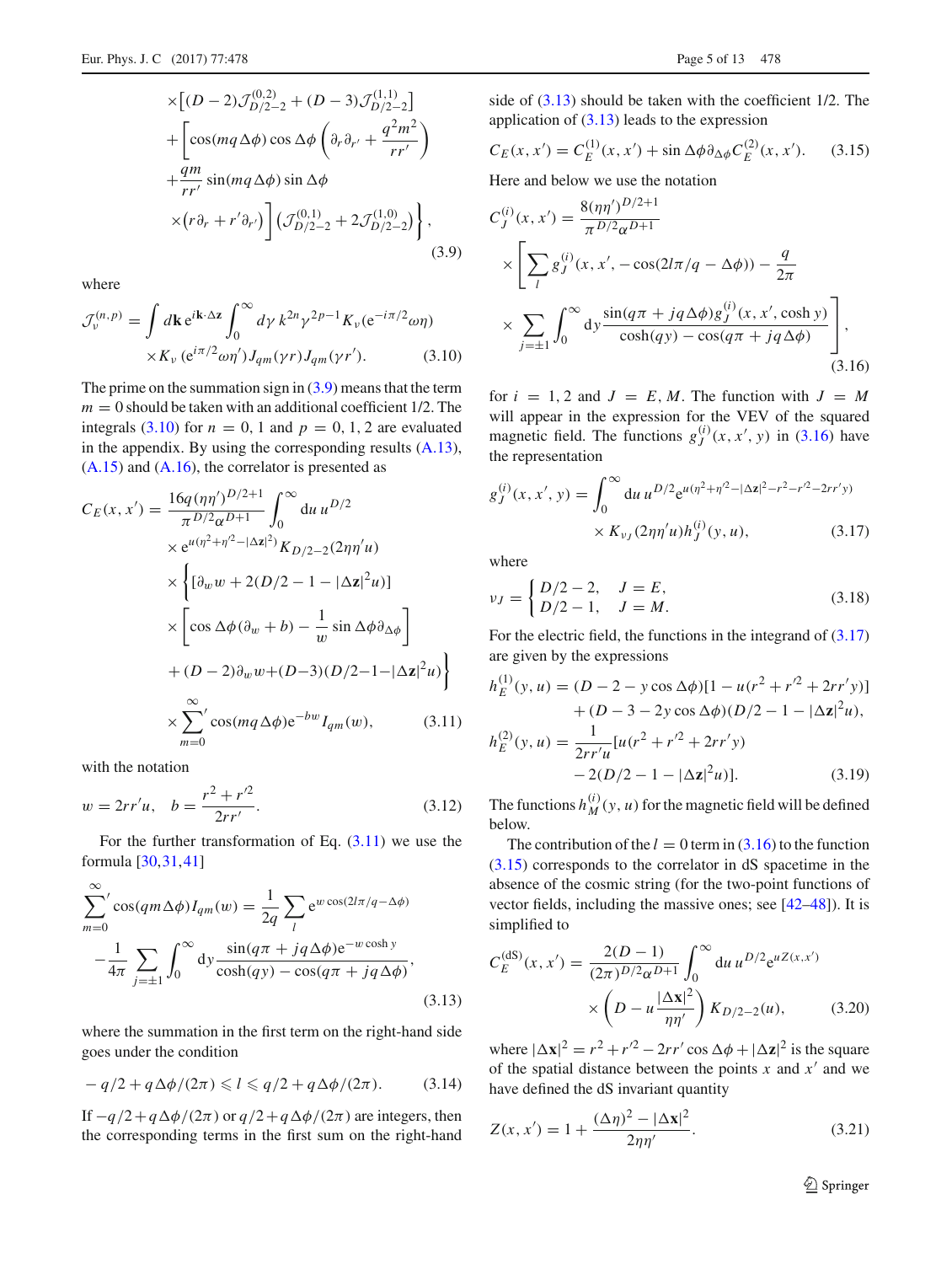$$
\times\left[(D-2)\mathcal{J}^{(0,2)}_{D/2-2}+(D-3)\mathcal{J}^{(1,1)}_{D/2-2}\right]
+\left[\cos(mq\Delta\phi)\cos\Delta\phi\left(\partial_r\partial_{r'}+\frac{q^2m^2}{rr'}\right)
+\frac{qm}{rr'}\sin(mq\Delta\phi)\sin\Delta\phi
\times\left(r\partial_r+r'\partial_{r'}\right)\right]\left(\mathcal{J}^{(0,1)}_{D/2-2}+2\mathcal{J}^{(1,0)}_{D/2-2}\right)\Bigg\}, \tag{3.9}
$$

where

$$
\mathcal{J}^{(n,p)}_{\nu}=\int d\mathbf{k}\, e^{i\mathbf{k}\cdot\Delta\mathbf{z}}\int_0^\infty d\gamma\, k^{2n}\gamma^{2p-1}K_\nu(e^{-i\pi/2}\omega\eta)
\times K_\nu(e^{i\pi/2}\omega\eta')J_{qm}(\gamma r)J_{qm}(\gamma r'). \tag{3.10}
$$

The prime on the summation sign in (3.9) means that the term $m=0$ should be taken with an additional coefficient 1/2. The integrals (3.10) for $n=0,1$ and $p=0,1,2$ are evaluated in the appendix. By using the corresponding results (A.13), (A.15) and (A.16), the correlator is presented as

$$
C_E(x,x')=\frac{16q(\eta\eta')^{D/2+1}}{\pi^{D/2}\alpha^{D+1}}\int_0^\infty du\, u^{D/2}
\times e^{u(\eta^2+\eta'^2-|\Delta\mathbf{z}|^2)}K_{D/2-2}(2\eta\eta' u)
\times\Bigg\{[\partial_w w+2(D/2-1-|\Delta\mathbf{z}|^2u)]
\times\left[\cos\Delta\phi(\partial_w+b)-\frac{1}{w}\sin\Delta\phi\partial_{\Delta\phi}\right]
+(D-2)\partial_w w+(D-3)(D/2-1-|\Delta\mathbf{z}|^2u)\Bigg\}
\times\sum_{m=0}^{\infty}{}' \cos(mq\Delta\phi)e^{-bw}I_{qm}(w), \tag{3.11}
$$

with the notation

$$
w=2rr'u,\quad b=\frac{r^2+r'^2}{2rr'}. \tag{3.12}
$$

For the further transformation of Eq. (3.11) we use the formula [30,31,41]

$$
\sum_{m=0}^{\infty}{}'\cos(qm\Delta\phi)I_{qm}(w)=\frac{1}{2q}\sum_{l}e^{w\cos(2l\pi/q-\Delta\phi)}
-\frac{1}{4\pi}\sum_{j=\pm1}\int_0^\infty dy\frac{\sin(q\pi+jq\Delta\phi)e^{-w\cosh y}}{\cosh(qy)-\cos(q\pi+jq\Delta\phi)}, \tag{3.13}
$$

where the summation in the first term on the right-hand side goes under the condition

$$
-q/2+q\Delta\phi/(2\pi)\leqslant l\leqslant q/2+q\Delta\phi/(2\pi). \tag{3.14}
$$

If $-q/2+q\Delta\phi/(2\pi)$ or $q/2+q\Delta\phi/(2\pi)$ are integers, then the corresponding terms in the first sum on the right-hand side of (3.13) should be taken with the coefficient 1/2. The application of (3.13) leads to the expression

$$
C_E(x,x')=C^{(1)}_E(x,x')+\sin\Delta\phi\,\partial_{\Delta\phi}C^{(2)}_E(x,x'). \tag{3.15}
$$

Here and below we use the notation

$$
C^{(i)}_J(x,x')=\frac{8(\eta\eta')^{D/2+1}}{\pi^{D/2}\alpha^{D+1}}
\times\Bigg[\sum_l g^{(i)}_J(x,x',-\cos(2l\pi/q-\Delta\phi))-\frac{q}{2\pi}
\times\sum_{j=\pm1}\int_0^\infty dy\frac{\sin(q\pi+jq\Delta\phi)g^{(i)}_J(x,x',\cosh y)}{\cosh(qy)-\cos(q\pi+jq\Delta\phi)}\Bigg], \tag{3.16}
$$

for $i=1,2$ and $J=E,M$. The function with $J=M$ will appear in the expression for the VEV of the squared magnetic field. The functions $g^{(i)}_J(x,x',y)$ in (3.16) have the representation

$$
g^{(i)}_J(x,x',y)=\int_0^\infty du\, u^{D/2}e^{u(\eta^2+\eta'^2-|\Delta\mathbf{z}|^2-r^2-r'^2-2rr'y)}
\times K_{\nu_J}(2\eta\eta' u)h^{(i)}_J(y,u), \tag{3.17}
$$

where

$$
\nu_J=\begin{cases}D/2-2, & J=E,\\ D/2-1, & J=M.\end{cases} \tag{3.18}
$$

For the electric field, the functions in the integrand of (3.17) are given by the expressions

$$
h^{(1)}_E(y,u)=(D-2-y\cos\Delta\phi)[1-u(r^2+r'^2+2rr'y)]
+(D-3-2y\cos\Delta\phi)(D/2-1-|\Delta\mathbf{z}|^2u),
$$
$$
h^{(2)}_E(y,u)=\frac{1}{2rr'u}[u(r^2+r'^2+2rr'y)
-2(D/2-1-|\Delta\mathbf{z}|^2u)]. \tag{3.19}
$$

The functions $h^{(i)}_M(y,u)$ for the magnetic field will be defined below.

The contribution of the $l=0$ term in (3.16) to the function (3.15) corresponds to the correlator in dS spacetime in the absence of the cosmic string (for the two-point functions of vector fields, including the massive ones; see [42–48]). It is simplified to

$$
C^{(\mathrm{dS})}_E(x,x')=\frac{2(D-1)}{(2\pi)^{D/2}\alpha^{D+1}}\int_0^\infty du\, u^{D/2}e^{uZ(x,x')}
\times\left(D-u\frac{|\Delta\mathbf{x}|^2}{\eta\eta'}\right)K_{D/2-2}(u), \tag{3.20}
$$

where $|\Delta\mathbf{x}|^2=r^2+r'^2-2rr'\cos\Delta\phi+|\Delta\mathbf{z}|^2$ is the square of the spatial distance between the points $x$ and $x'$ and we have defined the dS invariant quantity

$$
Z(x,x')=1+\frac{(\Delta\eta)^2-|\Delta\mathbf{x}|^2}{2\eta\eta'}. \tag{3.21}
$$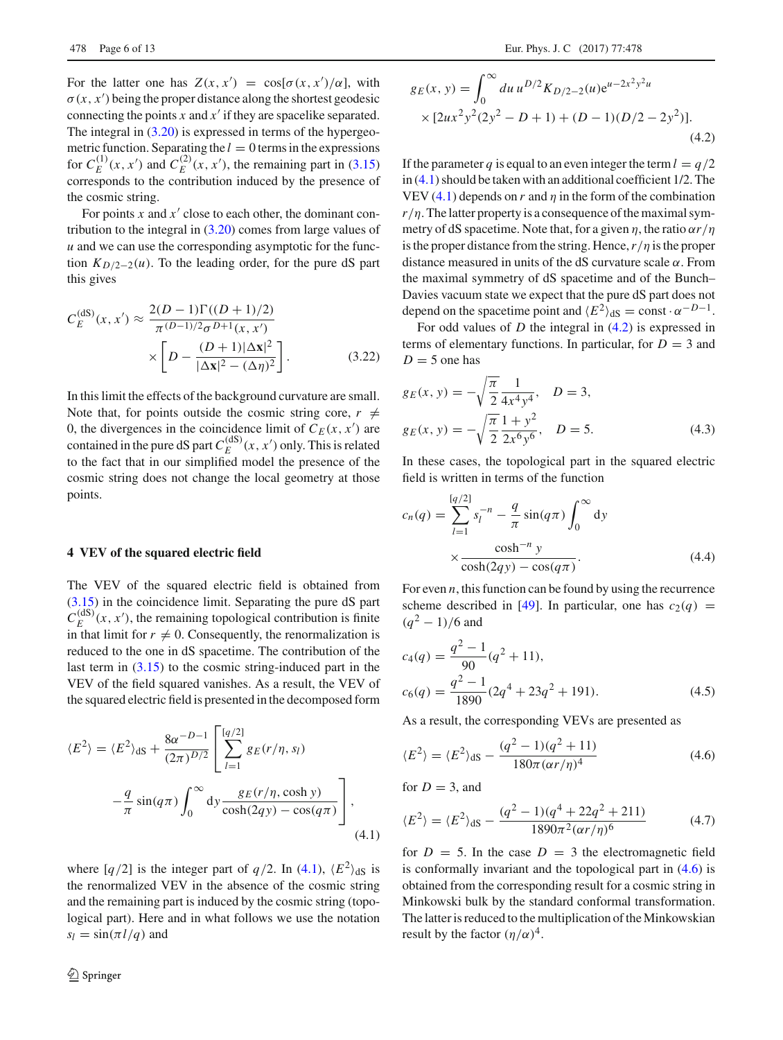For the latter one has $Z(x, x') = \cos[\sigma(x, x')/\alpha]$, with $\sigma(x, x')$ being the proper distance along the shortest geodesic connecting the points $x$ and $x'$ if they are spacelike separated. The integral in (3.20) is expressed in terms of the hypergeometric function. Separating the $l = 0$ terms in the expressions for $C_E^{(1)}(x, x')$ and $C_E^{(2)}(x, x')$, the remaining part in (3.15) corresponds to the contribution induced by the presence of the cosmic string.

For points $x$ and $x'$ close to each other, the dominant contribution to the integral in (3.20) comes from large values of $u$ and we can use the corresponding asymptotic for the function $K_{D/2-2}(u)$. To the leading order, for the pure dS part this gives

$$C_E^{(\mathrm{dS})}(x, x') \approx \frac{2(D-1)\Gamma((D+1)/2)}{\pi^{(D-1)/2}\sigma^{D+1}(x, x')} \times \left[D - \frac{(D+1)|\Delta\mathbf{x}|^2}{|\Delta\mathbf{x}|^2 - (\Delta\eta)^2}\right]. \tag{3.22}$$

In this limit the effects of the background curvature are small. Note that, for points outside the cosmic string core, $r \neq 0$, the divergences in the coincidence limit of $C_E(x, x')$ are contained in the pure dS part $C_E^{(\mathrm{dS})}(x, x')$ only. This is related to the fact that in our simplified model the presence of the cosmic string does not change the local geometry at those points.

## 4 VEV of the squared electric field

The VEV of the squared electric field is obtained from (3.15) in the coincidence limit. Separating the pure dS part $C_E^{(\mathrm{dS})}(x, x')$, the remaining topological contribution is finite in that limit for $r \neq 0$. Consequently, the renormalization is reduced to the one in dS spacetime. The contribution of the last term in (3.15) to the cosmic string-induced part in the VEV of the field squared vanishes. As a result, the VEV of the squared electric field is presented in the decomposed form

$$\langle E^2 \rangle = \langle E^2 \rangle_{\mathrm{dS}} + \frac{8\alpha^{-D-1}}{(2\pi)^{D/2}} \left[\sum_{l=1}^{[q/2]} g_E(r/\eta, s_l) - \frac{q}{\pi}\sin(q\pi)\int_0^\infty \mathrm{d}y \frac{g_E(r/\eta, \cosh y)}{\cosh(2qy) - \cos(q\pi)}\right], \tag{4.1}$$

where $[q/2]$ is the integer part of $q/2$. In (4.1), $\langle E^2 \rangle_{\mathrm{dS}}$ is the renormalized VEV in the absence of the cosmic string and the remaining part is induced by the cosmic string (topological part). Here and in what follows we use the notation $s_l = \sin(\pi l/q)$ and

$$g_E(x, y) = \int_0^\infty du\, u^{D/2} K_{D/2-2}(u) e^{u - 2x^2y^2u} \times [2ux^2y^2(2y^2 - D + 1) + (D-1)(D/2 - 2y^2)]. \tag{4.2}$$

If the parameter $q$ is equal to an even integer the term $l = q/2$ in (4.1) should be taken with an additional coefficient 1/2. The VEV (4.1) depends on $r$ and $\eta$ in the form of the combination $r/\eta$. The latter property is a consequence of the maximal symmetry of dS spacetime. Note that, for a given $\eta$, the ratio $\alpha r/\eta$ is the proper distance from the string. Hence, $r/\eta$ is the proper distance measured in units of the dS curvature scale $\alpha$. From the maximal symmetry of dS spacetime and of the Bunch–Davies vacuum state we expect that the pure dS part does not depend on the spacetime point and $\langle E^2 \rangle_{\mathrm{dS}} = \mathrm{const} \cdot \alpha^{-D-1}$.

For odd values of $D$ the integral in (4.2) is expressed in terms of elementary functions. In particular, for $D = 3$ and $D = 5$ one has

$$g_E(x, y) = -\sqrt{\frac{\pi}{2}}\frac{1}{4x^4y^4}, \quad D = 3,$$
$$g_E(x, y) = -\sqrt{\frac{\pi}{2}}\frac{1 + y^2}{2x^6y^6}, \quad D = 5. \tag{4.3}$$

In these cases, the topological part in the squared electric field is written in terms of the function

$$c_n(q) = \sum_{l=1}^{[q/2]} s_l^{-n} - \frac{q}{\pi}\sin(q\pi)\int_0^\infty \mathrm{d}y \frac{\cosh^{-n} y}{\cosh(2qy) - \cos(q\pi)}. \tag{4.4}$$

For even $n$, this function can be found by using the recurrence scheme described in [49]. In particular, one has $c_2(q) = (q^2 - 1)/6$ and

$$c_4(q) = \frac{q^2 - 1}{90}(q^2 + 11),$$
$$c_6(q) = \frac{q^2 - 1}{1890}(2q^4 + 23q^2 + 191). \tag{4.5}$$

As a result, the corresponding VEVs are presented as

$$\langle E^2 \rangle = \langle E^2 \rangle_{\mathrm{dS}} - \frac{(q^2 - 1)(q^2 + 11)}{180\pi(\alpha r/\eta)^4} \tag{4.6}$$

for $D = 3$, and

$$\langle E^2 \rangle = \langle E^2 \rangle_{\mathrm{dS}} - \frac{(q^2 - 1)(q^4 + 22q^2 + 211)}{1890\pi^2(\alpha r/\eta)^6} \tag{4.7}$$

for $D = 5$. In the case $D = 3$ the electromagnetic field is conformally invariant and the topological part in (4.6) is obtained from the corresponding result for a cosmic string in Minkowski bulk by the standard conformal transformation. The latter is reduced to the multiplication of the Minkowskian result by the factor $(\eta/\alpha)^4$.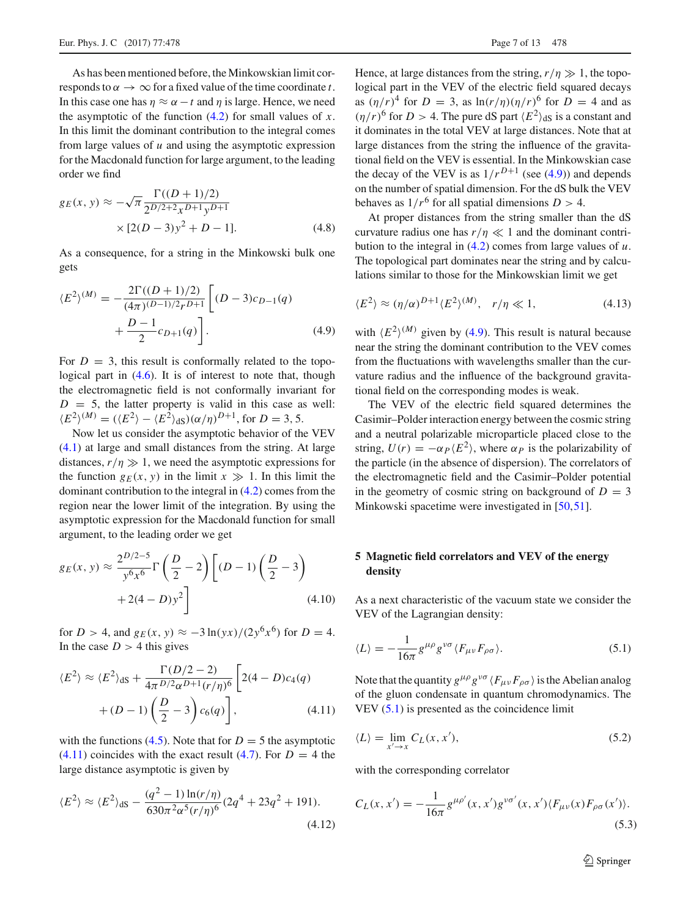As has been mentioned before, the Minkowskian limit corresponds to $\alpha \to \infty$ for a fixed value of the time coordinate $t$. In this case one has $\eta \approx \alpha - t$ and $\eta$ is large. Hence, we need the asymptotic of the function (4.2) for small values of $x$. In this limit the dominant contribution to the integral comes from large values of $u$ and using the asymptotic expression for the Macdonald function for large argument, to the leading order we find

$$g_E(x, y) \approx -\sqrt{\pi}\frac{\Gamma((D+1)/2)}{2^{D/2+2}x^{D+1}y^{D+1}} \times [2(D-3)y^2 + D - 1]. \tag{4.8}$$

As a consequence, for a string in the Minkowski bulk one gets

$$\langle E^2\rangle^{(M)} = -\frac{2\Gamma((D+1)/2)}{(4\pi)^{(D-1)/2}r^{D+1}}\left[(D-3)c_{D-1}(q) + \frac{D-1}{2}c_{D+1}(q)\right]. \tag{4.9}$$

For $D = 3$, this result is conformally related to the topological part in (4.6). It is of interest to note that, though the electromagnetic field is not conformally invariant for $D = 5$, the latter property is valid in this case as well: $\langle E^2\rangle^{(M)} = (\langle E^2\rangle - \langle E^2\rangle_{\mathrm{dS}})(\alpha/\eta)^{D+1}$, for $D = 3, 5$.

Now let us consider the asymptotic behavior of the VEV (4.1) at large and small distances from the string. At large distances, $r/\eta \gg 1$, we need the asymptotic expressions for the function $g_E(x, y)$ in the limit $x \gg 1$. In this limit the dominant contribution to the integral in (4.2) comes from the region near the lower limit of the integration. By using the asymptotic expression for the Macdonald function for small argument, to the leading order we get

$$g_E(x, y) \approx \frac{2^{D/2-5}}{y^6 x^6}\Gamma\left(\frac{D}{2}-2\right)\left[(D-1)\left(\frac{D}{2}-3\right) + 2(4-D)y^2\right] \tag{4.10}$$

for $D > 4$, and $g_E(x, y) \approx -3\ln(yx)/(2y^6x^6)$ for $D = 4$. In the case $D > 4$ this gives

$$\langle E^2\rangle \approx \langle E^2\rangle_{\mathrm{dS}} + \frac{\Gamma(D/2-2)}{4\pi^{D/2}\alpha^{D+1}(r/\eta)^6}\left[2(4-D)c_4(q) + (D-1)\left(\frac{D}{2}-3\right)c_6(q)\right], \tag{4.11}$$

with the functions (4.5). Note that for $D = 5$ the asymptotic (4.11) coincides with the exact result (4.7). For $D = 4$ the large distance asymptotic is given by

$$\langle E^2\rangle \approx \langle E^2\rangle_{\mathrm{dS}} - \frac{(q^2-1)\ln(r/\eta)}{630\pi^2\alpha^5(r/\eta)^6}(2q^4 + 23q^2 + 191). \tag{4.12}$$

Hence, at large distances from the string, $r/\eta \gg 1$, the topological part in the VEV of the electric field squared decays as $(\eta/r)^4$ for $D = 3$, as $\ln(r/\eta)(\eta/r)^6$ for $D = 4$ and as $(\eta/r)^6$ for $D > 4$. The pure dS part $\langle E^2\rangle_{\mathrm{dS}}$ is a constant and it dominates in the total VEV at large distances. Note that at large distances from the string the influence of the gravitational field on the VEV is essential. In the Minkowskian case the decay of the VEV is as $1/r^{D+1}$ (see (4.9)) and depends on the number of spatial dimension. For the dS bulk the VEV behaves as $1/r^6$ for all spatial dimensions $D > 4$.

At proper distances from the string smaller than the dS curvature radius one has $r/\eta \ll 1$ and the dominant contribution to the integral in (4.2) comes from large values of $u$. The topological part dominates near the string and by calculations similar to those for the Minkowskian limit we get

$$\langle E^2\rangle \approx (\eta/\alpha)^{D+1}\langle E^2\rangle^{(M)}, \quad r/\eta \ll 1, \tag{4.13}$$

with $\langle E^2\rangle^{(M)}$ given by (4.9). This result is natural because near the string the dominant contribution to the VEV comes from the fluctuations with wavelengths smaller than the curvature radius and the influence of the background gravitational field on the corresponding modes is weak.

The VEV of the electric field squared determines the Casimir–Polder interaction energy between the cosmic string and a neutral polarizable microparticle placed close to the string, $U(r) = -\alpha_P\langle E^2\rangle$, where $\alpha_P$ is the polarizability of the particle (in the absence of dispersion). The correlators of the electromagnetic field and the Casimir–Polder potential in the geometry of cosmic string on background of $D = 3$ Minkowski spacetime were investigated in [50,51].

## 5 Magnetic field correlators and VEV of the energy density

As a next characteristic of the vacuum state we consider the VEV of the Lagrangian density:

$$\langle L\rangle = -\frac{1}{16\pi}g^{\mu\rho}g^{\nu\sigma}\langle F_{\mu\nu}F_{\rho\sigma}\rangle. \tag{5.1}$$

Note that the quantity $g^{\mu\rho}g^{\nu\sigma}\langle F_{\mu\nu}F_{\rho\sigma}\rangle$ is the Abelian analog of the gluon condensate in quantum chromodynamics. The VEV (5.1) is presented as the coincidence limit

$$\langle L\rangle = \lim_{x'\to x} C_L(x, x'), \tag{5.2}$$

with the corresponding correlator

$$C_L(x, x') = -\frac{1}{16\pi}g^{\mu\rho'}(x, x')g^{\nu\sigma'}(x, x')\langle F_{\mu\nu}(x)F_{\rho\sigma}(x')\rangle. \tag{5.3}$$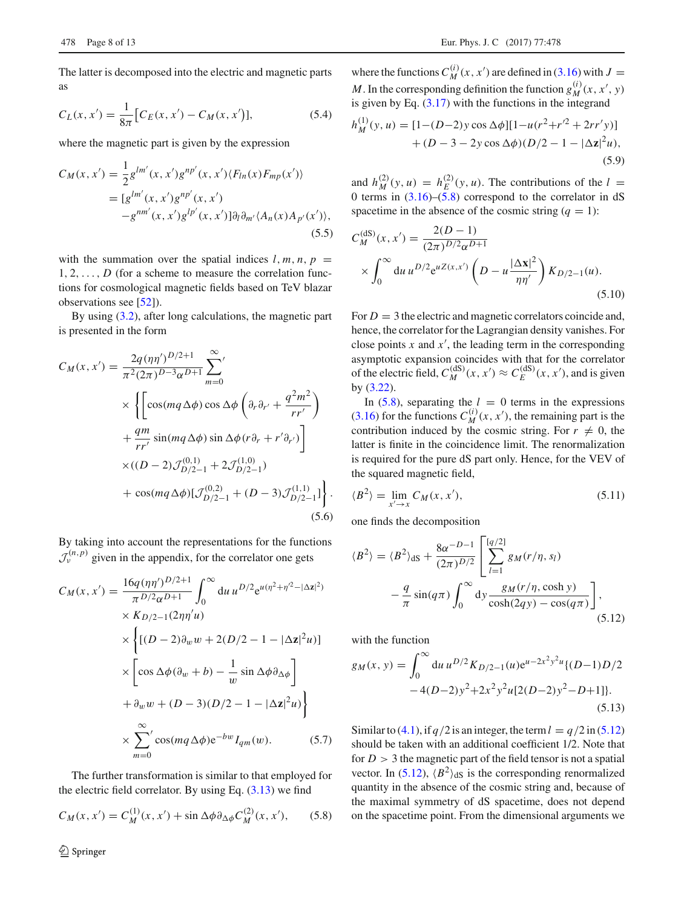The latter is decomposed into the electric and magnetic parts as

$$C_L(x,x') = \frac{1}{8\pi}\left[C_E(x,x') - C_M(x,x')\right], \tag{5.4}$$

where the magnetic part is given by the expression

$$\begin{aligned} C_M(x,x') &= \frac{1}{2} g^{lm'}(x,x') g^{np'}(x,x') \langle F_{ln}(x) F_{mp}(x')\rangle \\ &= [g^{lm'}(x,x') g^{np'}(x,x') \\ &\quad - g^{nm'}(x,x') g^{lp'}(x,x')]\partial_l \partial_{m'} \langle A_n(x) A_{p'}(x')\rangle, \end{aligned} \tag{5.5}$$

with the summation over the spatial indices $l, m, n, p = 1, 2, \ldots, D$ (for a scheme to measure the correlation functions for cosmological magnetic fields based on TeV blazar observations see [52]).

By using (3.2), after long calculations, the magnetic part is presented in the form

$$\begin{aligned} C_M(x,x') &= \frac{2q(\eta\eta')^{D/2+1}}{\pi^2 (2\pi)^{D-3}\alpha^{D+1}} \sum_{m=0}^{\infty}{}' \\ &\times \left\{ \left[ \cos(mq\Delta\phi)\cos\Delta\phi \left(\partial_r \partial_{r'} + \frac{q^2 m^2}{rr'}\right) \right.\right. \\ &\left. + \frac{qm}{rr'}\sin(mq\Delta\phi)\sin\Delta\phi(r\partial_r + r'\partial_{r'}) \right] \\ &\times ((D-2)\mathcal{J}^{(0,1)}_{D/2-1} + 2\mathcal{J}^{(1,0)}_{D/2-1}) \\ &\left. + \cos(mq\Delta\phi)[\mathcal{J}^{(0,2)}_{D/2-1} + (D-3)\mathcal{J}^{(1,1)}_{D/2-1}] \right\}. \end{aligned} \tag{5.6}$$

By taking into account the representations for the functions $\mathcal{J}^{(n,p)}_{\nu}$ given in the appendix, for the correlator one gets

$$\begin{aligned} C_M(x,x') &= \frac{16q(\eta\eta')^{D/2+1}}{\pi^{D/2}\alpha^{D+1}} \int_0^\infty du\, u^{D/2} e^{u(\eta^2+\eta'^2-|\Delta \mathbf{z}|^2)} \\ &\times K_{D/2-1}(2\eta\eta' u) \\ &\times \left\{ [(D-2)\partial_w w + 2(D/2-1-|\Delta\mathbf{z}|^2 u)] \right. \\ &\times \left[\cos\Delta\phi(\partial_w + b) - \frac{1}{w}\sin\Delta\phi\,\partial_{\Delta\phi}\right] \\ &\left. + \partial_w w + (D-3)(D/2-1-|\Delta\mathbf{z}|^2 u) \right\} \\ &\times \sum_{m=0}^{\infty}{}' \cos(mq\Delta\phi) e^{-bw} I_{qm}(w). \end{aligned} \tag{5.7}$$

The further transformation is similar to that employed for the electric field correlator. By using Eq. (3.13) we find

$$C_M(x,x') = C_M^{(1)}(x,x') + \sin\Delta\phi\,\partial_{\Delta\phi} C_M^{(2)}(x,x'), \tag{5.8}$$

where the functions $C_M^{(i)}(x,x')$ are defined in (3.16) with $J = M$. In the corresponding definition the function $g_M^{(i)}(x,x',y)$ is given by Eq. (3.17) with the functions in the integrand

$$\begin{aligned} h_M^{(1)}(y,u) &= [1-(D-2)y\cos\Delta\phi][1-u(r^2+r'^2+2rr'y)] \\ &\quad + (D-3-2y\cos\Delta\phi)(D/2-1-|\Delta\mathbf{z}|^2 u), \end{aligned} \tag{5.9}$$

and $h_M^{(2)}(y,u) = h_E^{(2)}(y,u)$. The contributions of the $l = 0$ terms in (3.16)–(5.8) correspond to the correlator in dS spacetime in the absence of the cosmic string ($q = 1$):

$$\begin{aligned} C_M^{(\mathrm{dS})}(x,x') &= \frac{2(D-1)}{(2\pi)^{D/2}\alpha^{D+1}} \\ &\times \int_0^\infty du\, u^{D/2} e^{uZ(x,x')} \left(D - u\frac{|\Delta\mathbf{x}|^2}{\eta\eta'}\right) K_{D/2-1}(u). \end{aligned} \tag{5.10}$$

For $D = 3$ the electric and magnetic correlators coincide and, hence, the correlator for the Lagrangian density vanishes. For close points $x$ and $x'$, the leading term in the corresponding asymptotic expansion coincides with that for the correlator of the electric field, $C_M^{(\mathrm{dS})}(x,x') \approx C_E^{(\mathrm{dS})}(x,x')$, and is given by (3.22).

In (5.8), separating the $l = 0$ terms in the expressions (3.16) for the functions $C_M^{(i)}(x,x')$, the remaining part is the contribution induced by the cosmic string. For $r \neq 0$, the latter is finite in the coincidence limit. The renormalization is required for the pure dS part only. Hence, for the VEV of the squared magnetic field,

$$\langle B^2 \rangle = \lim_{x' \to x} C_M(x,x'), \tag{5.11}$$

one finds the decomposition

$$\begin{aligned} \langle B^2\rangle &= \langle B^2\rangle_{\mathrm{dS}} + \frac{8\alpha^{-D-1}}{(2\pi)^{D/2}} \left[ \sum_{l=1}^{[q/2]} g_M(r/\eta, s_l) \right. \\ &\left. - \frac{q}{\pi}\sin(q\pi) \int_0^\infty dy \frac{g_M(r/\eta, \cosh y)}{\cosh(2qy) - \cos(q\pi)} \right], \end{aligned} \tag{5.12}$$

with the function

$$\begin{aligned} g_M(x,y) &= \int_0^\infty du\, u^{D/2} K_{D/2-1}(u) e^{u-2x^2y^2u} \{(D-1)D/2 \\ &\quad - 4(D-2)y^2 + 2x^2y^2u[2(D-2)y^2 - D + 1]\}. \end{aligned} \tag{5.13}$$

Similar to (4.1), if $q/2$ is an integer, the term $l = q/2$ in (5.12) should be taken with an additional coefficient 1/2. Note that for $D > 3$ the magnetic part of the field tensor is not a spatial vector. In (5.12), $\langle B^2\rangle_{\mathrm{dS}}$ is the corresponding renormalized quantity in the absence of the cosmic string and, because of the maximal symmetry of dS spacetime, does not depend on the spacetime point. From the dimensional arguments we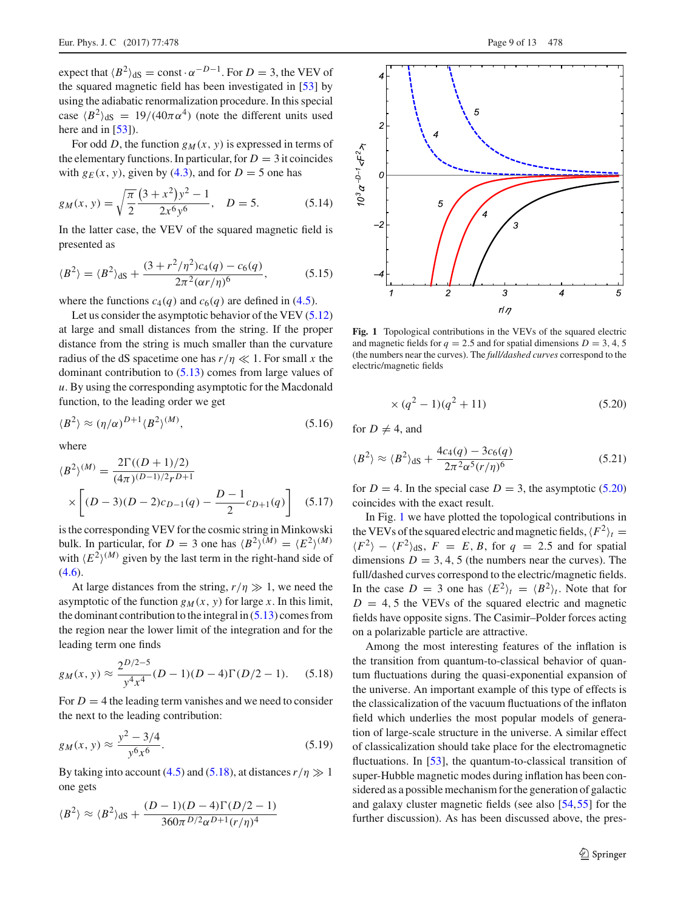expect that $\langle B^2\rangle_{\rm dS} = {\rm const}\cdot\alpha^{-D-1}$. For $D=3$, the VEV of the squared magnetic field has been investigated in [53] by using the adiabatic renormalization procedure. In this special case $\langle B^2\rangle_{\rm dS} = 19/(40\pi\alpha^4)$ (note the different units used here and in [53]).

For odd $D$, the function $g_M(x,y)$ is expressed in terms of the elementary functions. In particular, for $D=3$ it coincides with $g_E(x,y)$, given by (4.3), and for $D=5$ one has

$$g_M(x,y) = \sqrt{\frac{\pi}{2}}\frac{(3+x^2)y^2-1}{2x^6y^6}, \quad D=5. \tag{5.14}$$

In the latter case, the VEV of the squared magnetic field is presented as

$$\langle B^2\rangle = \langle B^2\rangle_{\rm dS} + \frac{(3+r^2/\eta^2)c_4(q)-c_6(q)}{2\pi^2(\alpha r/\eta)^6}, \tag{5.15}$$

where the functions $c_4(q)$ and $c_6(q)$ are defined in (4.5).

Let us consider the asymptotic behavior of the VEV (5.12) at large and small distances from the string. If the proper distance from the string is much smaller than the curvature radius of the dS spacetime one has $r/\eta \ll 1$. For small $x$ the dominant contribution to (5.13) comes from large values of $u$. By using the corresponding asymptotic for the Macdonald function, to the leading order we get

$$\langle B^2\rangle \approx (\eta/\alpha)^{D+1}\langle B^2\rangle^{(M)}, \tag{5.16}$$

where

$$\langle B^2\rangle^{(M)} = \frac{2\Gamma((D+1)/2)}{(4\pi)^{(D-1)/2}r^{D+1}} \times\left[(D-3)(D-2)c_{D-1}(q) - \frac{D-1}{2}c_{D+1}(q)\right] \tag{5.17}$$

is the corresponding VEV for the cosmic string in Minkowski bulk. In particular, for $D=3$ one has $\langle B^2\rangle^{(M)} = \langle E^2\rangle^{(M)}$ with $\langle E^2\rangle^{(M)}$ given by the last term in the right-hand side of (4.6).

At large distances from the string, $r/\eta \gg 1$, we need the asymptotic of the function $g_M(x,y)$ for large $x$. In this limit, the dominant contribution to the integral in (5.13) comes from the region near the lower limit of the integration and for the leading term one finds

$$g_M(x,y) \approx \frac{2^{D/2-5}}{y^4x^4}(D-1)(D-4)\Gamma(D/2-1). \tag{5.18}$$

For $D=4$ the leading term vanishes and we need to consider the next to the leading contribution:

$$g_M(x,y) \approx \frac{y^2-3/4}{y^6x^6}. \tag{5.19}$$

By taking into account (4.5) and (5.18), at distances $r/\eta \gg 1$ one gets

$$\langle B^2\rangle \approx \langle B^2\rangle_{\rm dS} + \frac{(D-1)(D-4)\Gamma(D/2-1)}{360\pi^{D/2}\alpha^{D+1}(r/\eta)^4} \times (q^2-1)(q^2+11) \tag{5.20}$$

for $D \neq 4$, and

$$\langle B^2\rangle \approx \langle B^2\rangle_{\rm dS} + \frac{4c_4(q)-3c_6(q)}{2\pi^2\alpha^5(r/\eta)^6} \tag{5.21}$$

for $D=4$. In the special case $D=3$, the asymptotic (5.20) coincides with the exact result.

**Fig. 1** Topological contributions in the VEVs of the squared electric and magnetic fields for $q=2.5$ and for spatial dimensions $D=3,4,5$ (the numbers near the curves). The *full/dashed curves* correspond to the electric/magnetic fields

In Fig. 1 we have plotted the topological contributions in the VEVs of the squared electric and magnetic fields, $\langle F^2\rangle_t = \langle F^2\rangle - \langle F^2\rangle_{\rm dS}$, $F=E,B$, for $q=2.5$ and for spatial dimensions $D=3,4,5$ (the numbers near the curves). The full/dashed curves correspond to the electric/magnetic fields. In the case $D=3$ one has $\langle E^2\rangle_t = \langle B^2\rangle_t$. Note that for $D=4,5$ the VEVs of the squared electric and magnetic fields have opposite signs. The Casimir–Polder forces acting on a polarizable particle are attractive.

Among the most interesting features of the inflation is the transition from quantum-to-classical behavior of quantum fluctuations during the quasi-exponential expansion of the universe. An important example of this type of effects is the classicalization of the vacuum fluctuations of the inflaton field which underlies the most popular models of generation of large-scale structure in the universe. A similar effect of classicalization should take place for the electromagnetic fluctuations. In [53], the quantum-to-classical transition of super-Hubble magnetic modes during inflation has been considered as a possible mechanism for the generation of galactic and galaxy cluster magnetic fields (see also [54,55] for the further discussion). As has been discussed above, the pres-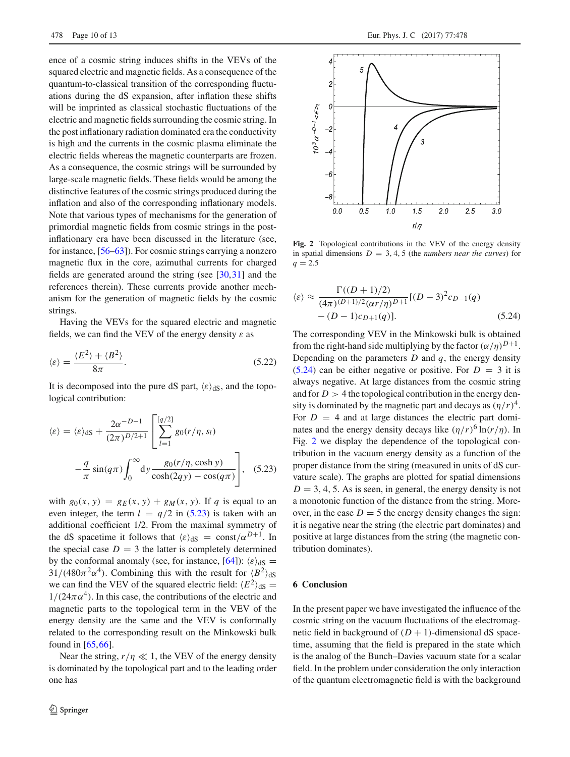ence of a cosmic string induces shifts in the VEVs of the squared electric and magnetic fields. As a consequence of the quantum-to-classical transition of the corresponding fluctuations during the dS expansion, after inflation these shifts will be imprinted as classical stochastic fluctuations of the electric and magnetic fields surrounding the cosmic string. In the post inflationary radiation dominated era the conductivity is high and the currents in the cosmic plasma eliminate the electric fields whereas the magnetic counterparts are frozen. As a consequence, the cosmic strings will be surrounded by large-scale magnetic fields. These fields would be among the distinctive features of the cosmic strings produced during the inflation and also of the corresponding inflationary models. Note that various types of mechanisms for the generation of primordial magnetic fields from cosmic strings in the post-inflationary era have been discussed in the literature (see, for instance, [56–63]). For cosmic strings carrying a nonzero magnetic flux in the core, azimuthal currents for charged fields are generated around the string (see [30,31] and the references therein). These currents provide another mechanism for the generation of magnetic fields by the cosmic strings.

Having the VEVs for the squared electric and magnetic fields, we can find the VEV of the energy density $\varepsilon$ as

$$\langle \varepsilon \rangle = \frac{\langle E^2 \rangle + \langle B^2 \rangle}{8\pi}. \tag{5.22}$$

It is decomposed into the pure dS part, $\langle \varepsilon \rangle_{\text{dS}}$, and the topological contribution:

$$\langle \varepsilon \rangle = \langle \varepsilon \rangle_{\text{dS}} + \frac{2\alpha^{-D-1}}{(2\pi)^{D/2+1}} \left[ \sum_{l=1}^{[q/2]} g_0(r/\eta, s_l) - \frac{q}{\pi} \sin(q\pi) \int_0^\infty dy \, \frac{g_0(r/\eta, \cosh y)}{\cosh(2qy) - \cos(q\pi)} \right], \tag{5.23}$$

with $g_0(x, y) = g_E(x, y) + g_M(x, y)$. If $q$ is equal to an even integer, the term $l = q/2$ in (5.23) is taken with an additional coefficient 1/2. From the maximal symmetry of the dS spacetime it follows that $\langle \varepsilon \rangle_{\text{dS}} = \text{const}/\alpha^{D+1}$. In the special case $D = 3$ the latter is completely determined by the conformal anomaly (see, for instance, [64]): $\langle \varepsilon \rangle_{\text{dS}} = 31/(480\pi^2\alpha^4)$. Combining this with the result for $\langle B^2 \rangle_{\text{dS}}$ we can find the VEV of the squared electric field: $\langle E^2 \rangle_{\text{dS}} = 1/(24\pi\alpha^4)$. In this case, the contributions of the electric and magnetic parts to the topological term in the VEV of the energy density are the same and the VEV is conformally related to the corresponding result on the Minkowski bulk found in [65,66].

Near the string, $r/\eta \ll 1$, the VEV of the energy density is dominated by the topological part and to the leading order one has

**Fig. 2** Topological contributions in the VEV of the energy density in spatial dimensions $D = 3, 4, 5$ (the *numbers near the curves*) for $q = 2.5$

$$\langle \varepsilon \rangle \approx \frac{\Gamma((D+1)/2)}{(4\pi)^{(D+1)/2} (\alpha r/\eta)^{D+1}} [(D-3)^2 c_{D-1}(q) - (D-1) c_{D+1}(q)]. \tag{5.24}$$

The corresponding VEV in the Minkowski bulk is obtained from the right-hand side multiplying by the factor $(\alpha/\eta)^{D+1}$. Depending on the parameters $D$ and $q$, the energy density (5.24) can be either negative or positive. For $D = 3$ it is always negative. At large distances from the cosmic string and for $D > 4$ the topological contribution in the energy density is dominated by the magnetic part and decays as $(\eta/r)^4$. For $D = 4$ and at large distances the electric part dominates and the energy density decays like $(\eta/r)^6 \ln(r/\eta)$. In Fig. 2 we display the dependence of the topological contribution in the vacuum energy density as a function of the proper distance from the string (measured in units of dS curvature scale). The graphs are plotted for spatial dimensions $D = 3, 4, 5$. As is seen, in general, the energy density is not a monotonic function of the distance from the string. Moreover, in the case $D = 5$ the energy density changes the sign: it is negative near the string (the electric part dominates) and positive at large distances from the string (the magnetic contribution dominates).

## 6 Conclusion

In the present paper we have investigated the influence of the cosmic string on the vacuum fluctuations of the electromagnetic field in background of $(D + 1)$-dimensional dS spacetime, assuming that the field is prepared in the state which is the analog of the Bunch–Davies vacuum state for a scalar field. In the problem under consideration the only interaction of the quantum electromagnetic field is with the background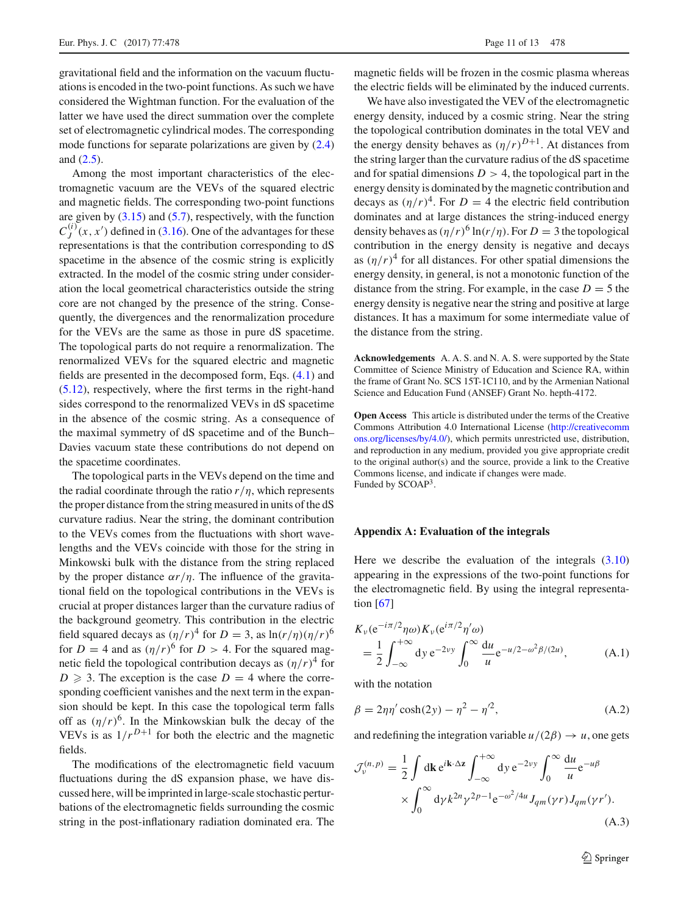gravitational field and the information on the vacuum fluctuations is encoded in the two-point functions. As such we have considered the Wightman function. For the evaluation of the latter we have used the direct summation over the complete set of electromagnetic cylindrical modes. The corresponding mode functions for separate polarizations are given by (2.4) and (2.5).

Among the most important characteristics of the electromagnetic vacuum are the VEVs of the squared electric and magnetic fields. The corresponding two-point functions are given by (3.15) and (5.7), respectively, with the function $C_J^{(i)}(x, x')$ defined in (3.16). One of the advantages for these representations is that the contribution corresponding to dS spacetime in the absence of the cosmic string is explicitly extracted. In the model of the cosmic string under consideration the local geometrical characteristics outside the string core are not changed by the presence of the string. Consequently, the divergences and the renormalization procedure for the VEVs are the same as those in pure dS spacetime. The topological parts do not require a renormalization. The renormalized VEVs for the squared electric and magnetic fields are presented in the decomposed form, Eqs. (4.1) and (5.12), respectively, where the first terms in the right-hand sides correspond to the renormalized VEVs in dS spacetime in the absence of the cosmic string. As a consequence of the maximal symmetry of dS spacetime and of the Bunch–Davies vacuum state these contributions do not depend on the spacetime coordinates.

The topological parts in the VEVs depend on the time and the radial coordinate through the ratio $r/\eta$, which represents the proper distance from the string measured in units of the dS curvature radius. Near the string, the dominant contribution to the VEVs comes from the fluctuations with short wavelengths and the VEVs coincide with those for the string in Minkowski bulk with the distance from the string replaced by the proper distance $\alpha r/\eta$. The influence of the gravitational field on the topological contributions in the VEVs is crucial at proper distances larger than the curvature radius of the background geometry. This contribution in the electric field squared decays as $(\eta/r)^4$ for $D = 3$, as $\ln(r/\eta)(\eta/r)^6$ for $D = 4$ and as $(\eta/r)^6$ for $D > 4$. For the squared magnetic field the topological contribution decays as $(\eta/r)^4$ for $D \geqslant 3$. The exception is the case $D = 4$ where the corresponding coefficient vanishes and the next term in the expansion should be kept. In this case the topological term falls off as $(\eta/r)^6$. In the Minkowskian bulk the decay of the VEVs is as $1/r^{D+1}$ for both the electric and the magnetic fields.

The modifications of the electromagnetic field vacuum fluctuations during the dS expansion phase, we have discussed here, will be imprinted in large-scale stochastic perturbations of the electromagnetic fields surrounding the cosmic string in the post-inflationary radiation dominated era. The magnetic fields will be frozen in the cosmic plasma whereas the electric fields will be eliminated by the induced currents.

We have also investigated the VEV of the electromagnetic energy density, induced by a cosmic string. Near the string the topological contribution dominates in the total VEV and the energy density behaves as $(\eta/r)^{D+1}$. At distances from the string larger than the curvature radius of the dS spacetime and for spatial dimensions $D > 4$, the topological part in the energy density is dominated by the magnetic contribution and decays as $(\eta/r)^4$. For $D = 4$ the electric field contribution dominates and at large distances the string-induced energy density behaves as $(\eta/r)^6 \ln(r/\eta)$. For $D = 3$ the topological contribution in the energy density is negative and decays as $(\eta/r)^4$ for all distances. For other spatial dimensions the energy density, in general, is not a monotonic function of the distance from the string. For example, in the case $D = 5$ the energy density is negative near the string and positive at large distances. It has a maximum for some intermediate value of the distance from the string.

**Acknowledgements** A. A. S. and N. A. S. were supported by the State Committee of Science Ministry of Education and Science RA, within the frame of Grant No. SCS 15T-1C110, and by the Armenian National Science and Education Fund (ANSEF) Grant No. hepth-4172.

**Open Access** This article is distributed under the terms of the Creative Commons Attribution 4.0 International License (http://creativecommons.org/licenses/by/4.0/), which permits unrestricted use, distribution, and reproduction in any medium, provided you give appropriate credit to the original author(s) and the source, provide a link to the Creative Commons license, and indicate if changes were made.
Funded by SCOAP[3].

## Appendix A: Evaluation of the integrals

Here we describe the evaluation of the integrals (3.10) appearing in the expressions of the two-point functions for the electromagnetic field. By using the integral representation [67]

$$K_\nu(e^{-i\pi/2}\eta\omega)K_\nu(e^{i\pi/2}\eta'\omega) = \frac{1}{2}\int_{-\infty}^{+\infty} dy\, e^{-2\nu y}\int_0^\infty \frac{du}{u}e^{-u/2-\omega^2\beta/(2u)}, \tag{A.1}$$

with the notation

$$\beta = 2\eta\eta'\cosh(2y) - \eta^2 - \eta'^2, \tag{A.2}$$

and redefining the integration variable $u/(2\beta) \to u$, one gets

$$\mathcal{J}_\nu^{(n,p)} = \frac{1}{2}\int d\mathbf{k}\, e^{i\mathbf{k}\cdot\Delta\mathbf{z}}\int_{-\infty}^{+\infty} dy\, e^{-2\nu y}\int_0^\infty \frac{du}{u}e^{-u\beta} \times \int_0^\infty d\gamma\, k^{2n}\gamma^{2p-1}e^{-\omega^2/4u}J_{qm}(\gamma r)J_{qm}(\gamma r'). \tag{A.3}$$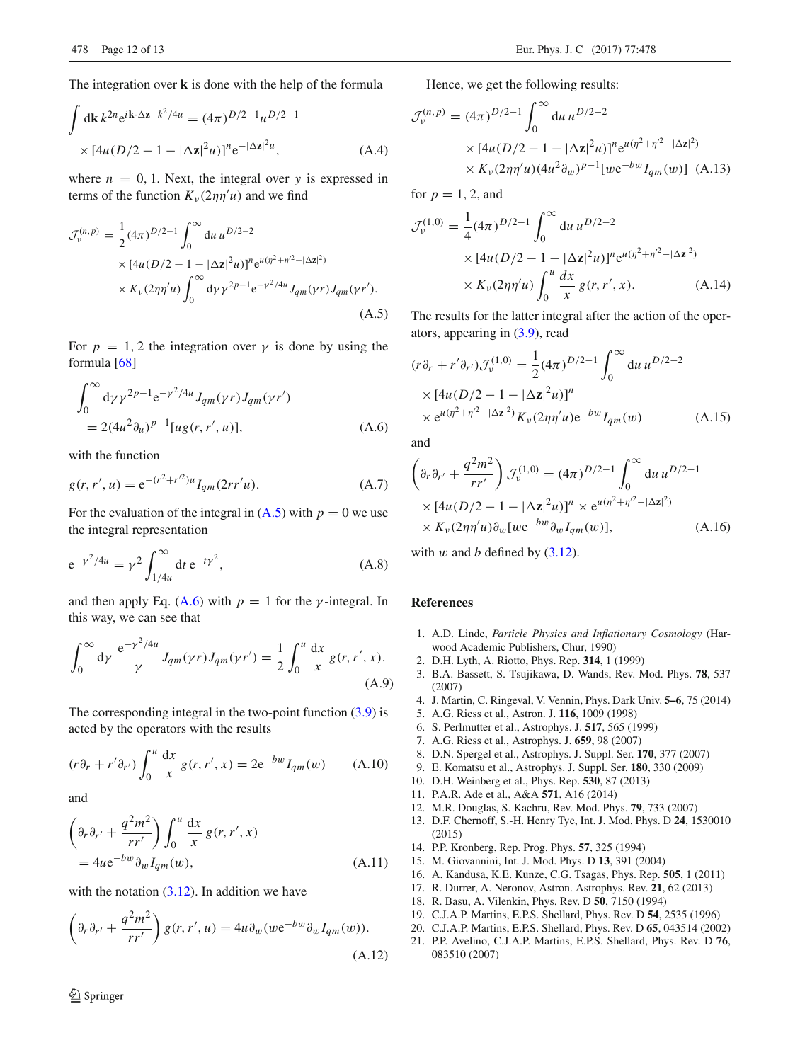The integration over $\mathbf{k}$ is done with the help of the formula

$$\int d\mathbf{k}\, k^{2n} e^{i\mathbf{k}\cdot\Delta\mathbf{z} - k^2/4u} = (4\pi)^{D/2-1} u^{D/2-1} \times [4u(D/2-1-|\Delta\mathbf{z}|^2 u)]^n e^{-|\Delta\mathbf{z}|^2 u}, \tag{A.4}$$

where $n = 0, 1$. Next, the integral over $y$ is expressed in terms of the function $K_\nu(2\eta\eta' u)$ and we find

$$\mathcal{J}_\nu^{(n,p)} = \frac{1}{2}(4\pi)^{D/2-1} \int_0^\infty du\, u^{D/2-2} \times [4u(D/2-1-|\Delta\mathbf{z}|^2 u)]^n e^{u(\eta^2+\eta'^2-|\Delta\mathbf{z}|^2)} \times K_\nu(2\eta\eta' u) \int_0^\infty d\gamma \gamma^{2p-1} e^{-\gamma^2/4u} J_{qm}(\gamma r) J_{qm}(\gamma r'). \tag{A.5}$$

For $p = 1, 2$ the integration over $\gamma$ is done by using the formula [68]

$$\int_0^\infty d\gamma \gamma^{2p-1} e^{-\gamma^2/4u} J_{qm}(\gamma r) J_{qm}(\gamma r') = 2(4u^2 \partial_u)^{p-1} [u g(r, r', u)], \tag{A.6}$$

with the function

$$g(r, r', u) = e^{-(r^2+r'^2)u} I_{qm}(2rr'u). \tag{A.7}$$

For the evaluation of the integral in (A.5) with $p = 0$ we use the integral representation

$$e^{-\gamma^2/4u} = \gamma^2 \int_{1/4u}^\infty dt\, e^{-t\gamma^2}, \tag{A.8}$$

and then apply Eq. (A.6) with $p = 1$ for the $\gamma$-integral. In this way, we can see that

$$\int_0^\infty d\gamma\, \frac{e^{-\gamma^2/4u}}{\gamma} J_{qm}(\gamma r) J_{qm}(\gamma r') = \frac{1}{2} \int_0^u \frac{dx}{x}\, g(r, r', x). \tag{A.9}$$

The corresponding integral in the two-point function (3.9) is acted by the operators with the results

$$(r\partial_r + r'\partial_{r'}) \int_0^u \frac{dx}{x}\, g(r, r', x) = 2e^{-bw} I_{qm}(w) \tag{A.10}$$

and

$$\left(\partial_r \partial_{r'} + \frac{q^2 m^2}{rr'}\right) \int_0^u \frac{dx}{x}\, g(r, r', x) = 4ue^{-bw} \partial_w I_{qm}(w), \tag{A.11}$$

with the notation (3.12). In addition we have

$$\left(\partial_r \partial_{r'} + \frac{q^2 m^2}{rr'}\right) g(r, r', u) = 4u\partial_w (we^{-bw} \partial_w I_{qm}(w)). \tag{A.12}$$

Hence, we get the following results:

$$\mathcal{J}_\nu^{(n,p)} = (4\pi)^{D/2-1} \int_0^\infty du\, u^{D/2-2} \times [4u(D/2-1-|\Delta\mathbf{z}|^2 u)]^n e^{u(\eta^2+\eta'^2-|\Delta\mathbf{z}|^2)} \times K_\nu(2\eta\eta' u)(4u^2\partial_w)^{p-1}[we^{-bw} I_{qm}(w)] \tag{A.13}$$

for $p = 1, 2$, and

$$\mathcal{J}_\nu^{(1,0)} = \frac{1}{4}(4\pi)^{D/2-1} \int_0^\infty du\, u^{D/2-2} \times [4u(D/2-1-|\Delta\mathbf{z}|^2 u)]^n e^{u(\eta^2+\eta'^2-|\Delta\mathbf{z}|^2)} \times K_\nu(2\eta\eta' u) \int_0^u \frac{dx}{x}\, g(r, r', x). \tag{A.14}$$

The results for the latter integral after the action of the operators, appearing in (3.9), read

$$(r\partial_r + r'\partial_{r'})\mathcal{J}_\nu^{(1,0)} = \frac{1}{2}(4\pi)^{D/2-1} \int_0^\infty du\, u^{D/2-2} \times [4u(D/2-1-|\Delta\mathbf{z}|^2 u)]^n \times e^{u(\eta^2+\eta'^2-|\Delta\mathbf{z}|^2)} K_\nu(2\eta\eta' u) e^{-bw} I_{qm}(w) \tag{A.15}$$

and

$$\left(\partial_r \partial_{r'} + \frac{q^2 m^2}{rr'}\right) \mathcal{J}_\nu^{(1,0)} = (4\pi)^{D/2-1} \int_0^\infty du\, u^{D/2-1} \times [4u(D/2-1-|\Delta\mathbf{z}|^2 u)]^n \times e^{u(\eta^2+\eta'^2-|\Delta\mathbf{z}|^2)} \times K_\nu(2\eta\eta' u)\partial_w [we^{-bw}\partial_w I_{qm}(w)], \tag{A.16}$$

with $w$ and $b$ defined by (3.12).

## References

1. A.D. Linde, *Particle Physics and Inflationary Cosmology* (Harwood Academic Publishers, Chur, 1990)
2. D.H. Lyth, A. Riotto, Phys. Rep. **314**, 1 (1999)
3. B.A. Bassett, S. Tsujikawa, D. Wands, Rev. Mod. Phys. **78**, 537 (2007)
4. J. Martin, C. Ringeval, V. Vennin, Phys. Dark Univ. **5–6**, 75 (2014)
5. A.G. Riess et al., Astron. J. **116**, 1009 (1998)
6. S. Perlmutter et al., Astrophys. J. **517**, 565 (1999)
7. A.G. Riess et al., Astrophys. J. **659**, 98 (2007)
8. D.N. Spergel et al., Astrophys. J. Suppl. Ser. **170**, 377 (2007)
9. E. Komatsu et al., Astrophys. J. Suppl. Ser. **180**, 330 (2009)
10. D.H. Weinberg et al., Phys. Rep. **530**, 87 (2013)
11. P.A.R. Ade et al., A&A **571**, A16 (2014)
12. M.R. Douglas, S. Kachru, Rev. Mod. Phys. **79**, 733 (2007)
13. D.F. Chernoff, S.-H. Henry Tye, Int. J. Mod. Phys. D **24**, 1530010 (2015)
14. P.P. Kronberg, Rep. Prog. Phys. **57**, 325 (1994)
15. M. Giovannini, Int. J. Mod. Phys. D **13**, 391 (2004)
16. A. Kandusa, K.E. Kunze, C.G. Tsagas, Phys. Rep. **505**, 1 (2011)
17. R. Durrer, A. Neronov, Astron. Astrophys. Rev. **21**, 62 (2013)
18. R. Basu, A. Vilenkin, Phys. Rev. D **50**, 7150 (1994)
19. C.J.A.P. Martins, E.P.S. Shellard, Phys. Rev. D **54**, 2535 (1996)
20. C.J.A.P. Martins, E.P.S. Shellard, Phys. Rev. D **65**, 043514 (2002)
21. P.P. Avelino, C.J.A.P. Martins, E.P.S. Shellard, Phys. Rev. D **76**, 083510 (2007)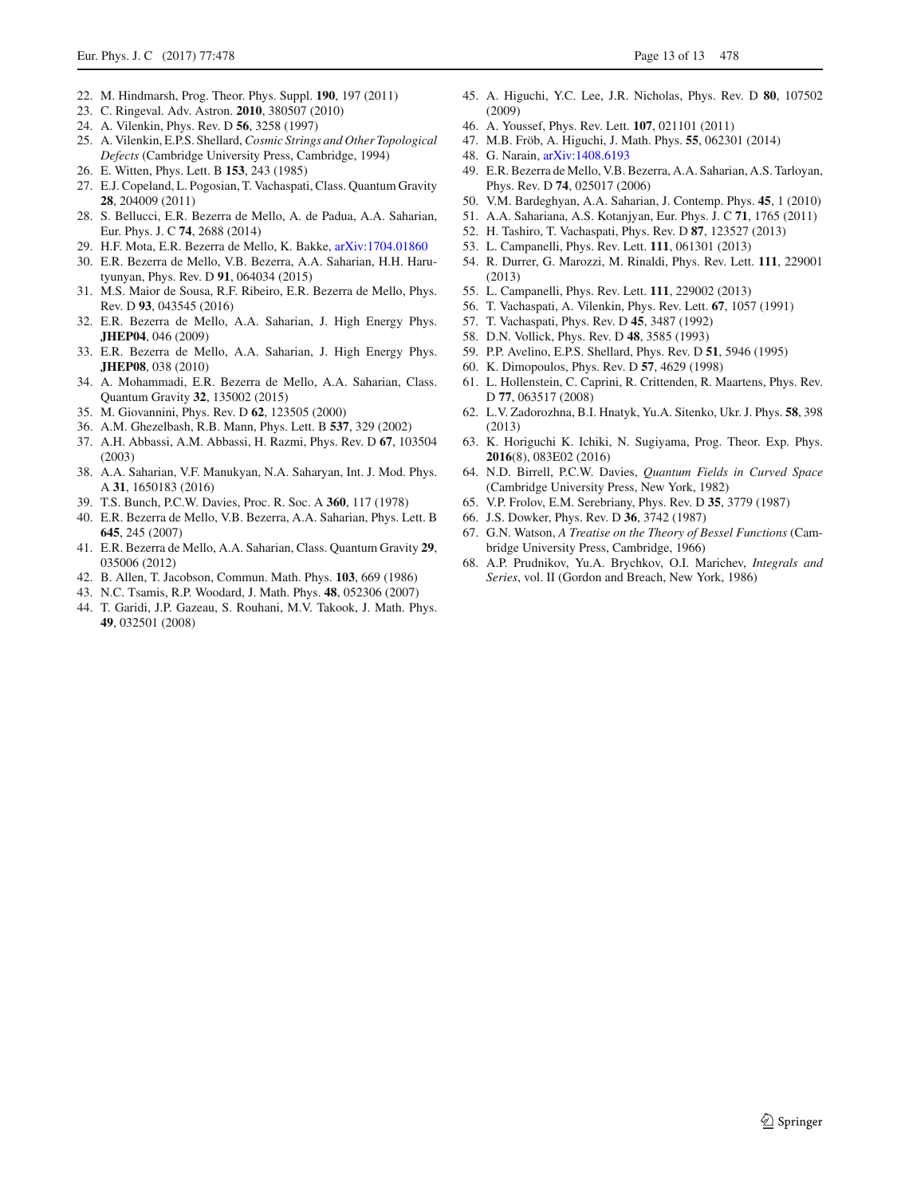22. M. Hindmarsh, Prog. Theor. Phys. Suppl. **190**, 197 (2011)
23. C. Ringeval. Adv. Astron. **2010**, 380507 (2010)
24. A. Vilenkin, Phys. Rev. D **56**, 3258 (1997)
25. A. Vilenkin, E.P.S. Shellard, *Cosmic Strings and Other Topological Defects* (Cambridge University Press, Cambridge, 1994)
26. E. Witten, Phys. Lett. B **153**, 243 (1985)
27. E.J. Copeland, L. Pogosian, T. Vachaspati, Class. Quantum Gravity **28**, 204009 (2011)
28. S. Bellucci, E.R. Bezerra de Mello, A. de Padua, A.A. Saharian, Eur. Phys. J. C **74**, 2688 (2014)
29. H.F. Mota, E.R. Bezerra de Mello, K. Bakke, arXiv:1704.01860
30. E.R. Bezerra de Mello, V.B. Bezerra, A.A. Saharian, H.H. Harutyunyan, Phys. Rev. D **91**, 064034 (2015)
31. M.S. Maior de Sousa, R.F. Ribeiro, E.R. Bezerra de Mello, Phys. Rev. D **93**, 043545 (2016)
32. E.R. Bezerra de Mello, A.A. Saharian, J. High Energy Phys. **JHEP04**, 046 (2009)
33. E.R. Bezerra de Mello, A.A. Saharian, J. High Energy Phys. **JHEP08**, 038 (2010)
34. A. Mohammadi, E.R. Bezerra de Mello, A.A. Saharian, Class. Quantum Gravity **32**, 135002 (2015)
35. M. Giovannini, Phys. Rev. D **62**, 123505 (2000)
36. A.M. Ghezelbash, R.B. Mann, Phys. Lett. B **537**, 329 (2002)
37. A.H. Abbassi, A.M. Abbassi, H. Razmi, Phys. Rev. D **67**, 103504 (2003)
38. A.A. Saharian, V.F. Manukyan, N.A. Saharyan, Int. J. Mod. Phys. A **31**, 1650183 (2016)
39. T.S. Bunch, P.C.W. Davies, Proc. R. Soc. A **360**, 117 (1978)
40. E.R. Bezerra de Mello, V.B. Bezerra, A.A. Saharian, Phys. Lett. B **645**, 245 (2007)
41. E.R. Bezerra de Mello, A.A. Saharian, Class. Quantum Gravity **29**, 035006 (2012)
42. B. Allen, T. Jacobson, Commun. Math. Phys. **103**, 669 (1986)
43. N.C. Tsamis, R.P. Woodard, J. Math. Phys. **48**, 052306 (2007)
44. T. Garidi, J.P. Gazeau, S. Rouhani, M.V. Takook, J. Math. Phys. **49**, 032501 (2008)
45. A. Higuchi, Y.C. Lee, J.R. Nicholas, Phys. Rev. D **80**, 107502 (2009)
46. A. Youssef, Phys. Rev. Lett. **107**, 021101 (2011)
47. M.B. Fröb, A. Higuchi, J. Math. Phys. **55**, 062301 (2014)
48. G. Narain, arXiv:1408.6193
49. E.R. Bezerra de Mello, V.B. Bezerra, A.A. Saharian, A.S. Tarloyan, Phys. Rev. D **74**, 025017 (2006)
50. V.M. Bardeghyan, A.A. Saharian, J. Contemp. Phys. **45**, 1 (2010)
51. A.A. Sahariana, A.S. Kotanjyan, Eur. Phys. J. C **71**, 1765 (2011)
52. H. Tashiro, T. Vachaspati, Phys. Rev. D **87**, 123527 (2013)
53. L. Campanelli, Phys. Rev. Lett. **111**, 061301 (2013)
54. R. Durrer, G. Marozzi, M. Rinaldi, Phys. Rev. Lett. **111**, 229001 (2013)
55. L. Campanelli, Phys. Rev. Lett. **111**, 229002 (2013)
56. T. Vachaspati, A. Vilenkin, Phys. Rev. Lett. **67**, 1057 (1991)
57. T. Vachaspati, Phys. Rev. D **45**, 3487 (1992)
58. D.N. Vollick, Phys. Rev. D **48**, 3585 (1993)
59. P.P. Avelino, E.P.S. Shellard, Phys. Rev. D **51**, 5946 (1995)
60. K. Dimopoulos, Phys. Rev. D **57**, 4629 (1998)
61. L. Hollenstein, C. Caprini, R. Crittenden, R. Maartens, Phys. Rev. D **77**, 063517 (2008)
62. L.V. Zadorozhna, B.I. Hnatyk, Yu.A. Sitenko, Ukr. J. Phys. **58**, 398 (2013)
63. K. Horiguchi K. Ichiki, N. Sugiyama, Prog. Theor. Exp. Phys. **2016**(8), 083E02 (2016)
64. N.D. Birrell, P.C.W. Davies, *Quantum Fields in Curved Space* (Cambridge University Press, New York, 1982)
65. V.P. Frolov, E.M. Serebriany, Phys. Rev. D **35**, 3779 (1987)
66. J.S. Dowker, Phys. Rev. D **36**, 3742 (1987)
67. G.N. Watson, *A Treatise on the Theory of Bessel Functions* (Cambridge University Press, Cambridge, 1966)
68. A.P. Prudnikov, Yu.A. Brychkov, O.I. Marichev, *Integrals and Series*, vol. II (Gordon and Breach, New York, 1986)